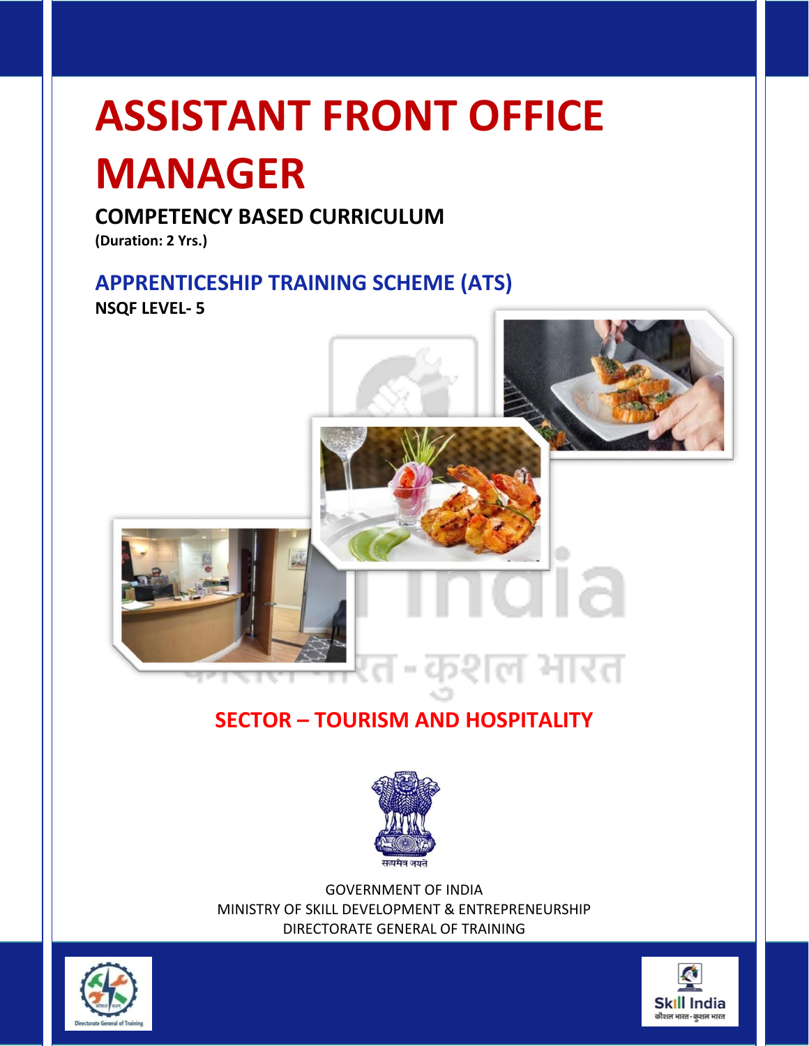# ASSISTANT FRONT OFFICE MANAGER

## COMPETENCY BASED CURRICULUM

**(Duration: 2 Yrs.)**

## APPRENTICESHIP TRAINING SCHEME (ATS)

**NSQF LEVEL- 5**

## SECTOR – TOURISM AND HOSPITALITY

सत्यमेव जयते

GOVERNMENT OF INDIA
MINISTRY OF SKILL DEVELOPMENT & ENTREPRENEURSHIP
DIRECTORATE GENERAL OF TRAINING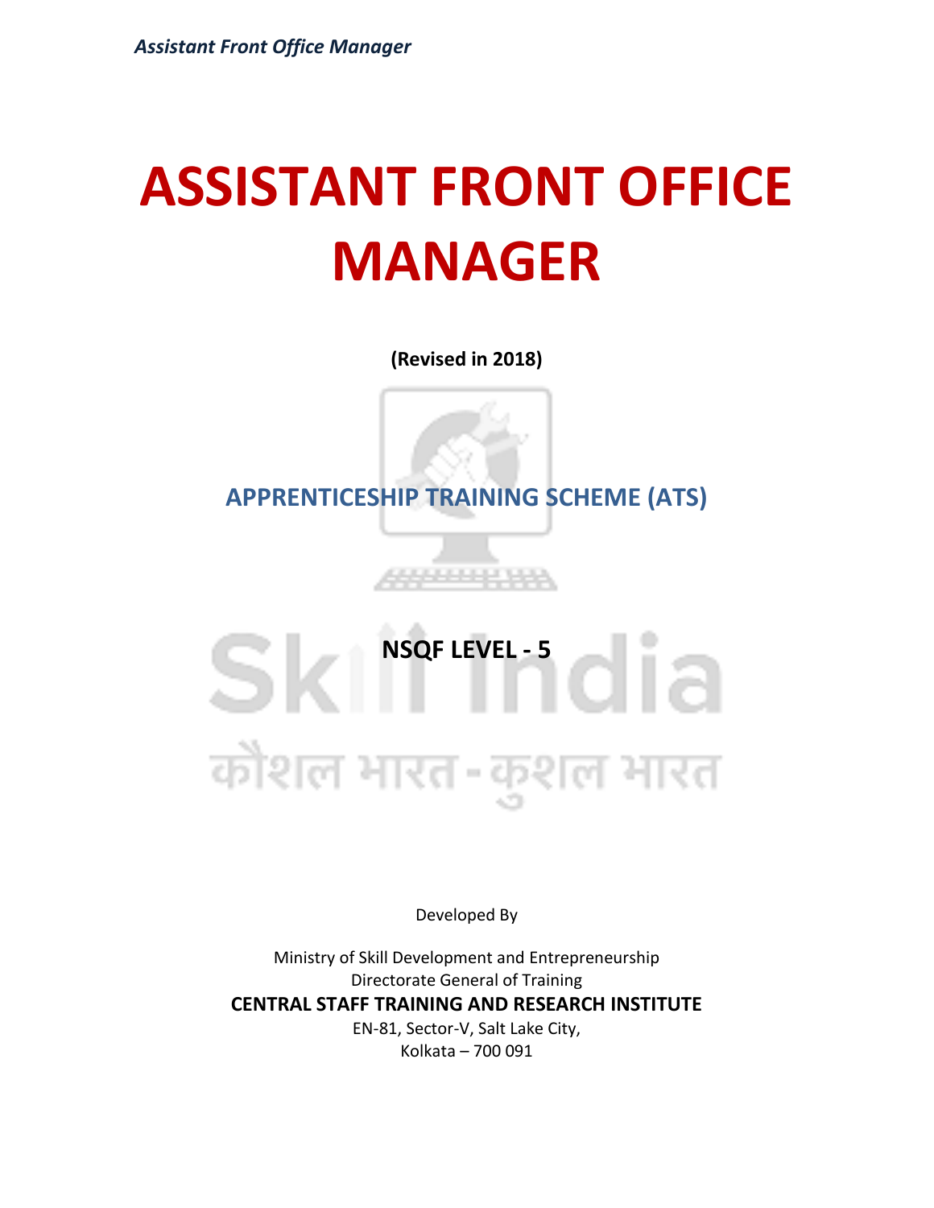# ASSISTANT FRONT OFFICE MANAGER

**(Revised in 2018)**

## APPRENTICESHIP TRAINING SCHEME (ATS)

**NSQF LEVEL - 5**

Developed By

Ministry of Skill Development and Entrepreneurship

Directorate General of Training

**CENTRAL STAFF TRAINING AND RESEARCH INSTITUTE**

EN-81, Sector-V, Salt Lake City,

Kolkata – 700 091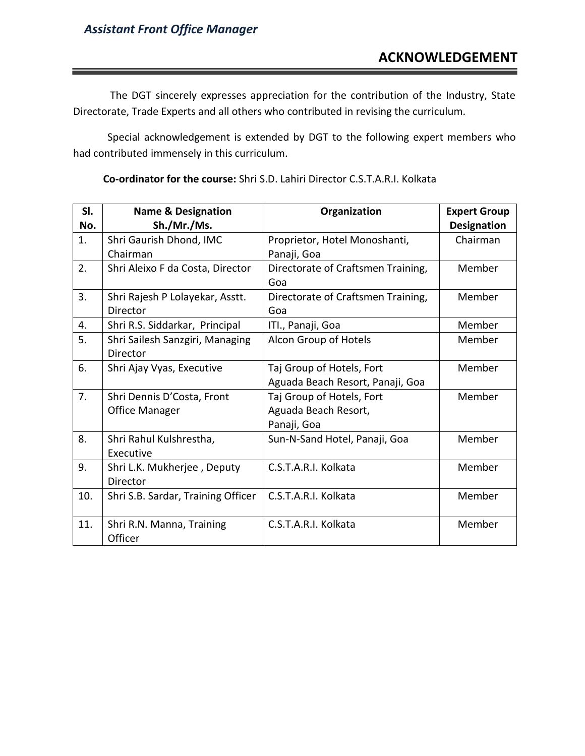# ACKNOWLEDGEMENT

The DGT sincerely expresses appreciation for the contribution of the Industry, State Directorate, Trade Experts and all others who contributed in revising the curriculum.

Special acknowledgement is extended by DGT to the following expert members who had contributed immensely in this curriculum.

**Co-ordinator for the course:** Shri S.D. Lahiri Director C.S.T.A.R.I. Kolkata

| Sl. No. | Name & Designation Sh./Mr./Ms. | Organization | Expert Group Designation |
|---|---|---|---|
| 1. | Shri Gaurish Dhond, IMC Chairman | Proprietor, Hotel Monoshanti, Panaji, Goa | Chairman |
| 2. | Shri Aleixo F da Costa, Director | Directorate of Craftsmen Training, Goa | Member |
| 3. | Shri Rajesh P Lolayekar, Asstt. Director | Directorate of Craftsmen Training, Goa | Member |
| 4. | Shri R.S. Siddarkar, Principal | ITI., Panaji, Goa | Member |
| 5. | Shri Sailesh Sanzgiri, Managing Director | Alcon Group of Hotels | Member |
| 6. | Shri Ajay Vyas, Executive | Taj Group of Hotels, Fort Aguada Beach Resort, Panaji, Goa | Member |
| 7. | Shri Dennis D'Costa, Front Office Manager | Taj Group of Hotels, Fort Aguada Beach Resort, Panaji, Goa | Member |
| 8. | Shri Rahul Kulshrestha, Executive | Sun-N-Sand Hotel, Panaji, Goa | Member |
| 9. | Shri L.K. Mukherjee , Deputy Director | C.S.T.A.R.I. Kolkata | Member |
| 10. | Shri S.B. Sardar, Training Officer | C.S.T.A.R.I. Kolkata | Member |
| 11. | Shri R.N. Manna, Training Officer | C.S.T.A.R.I. Kolkata | Member |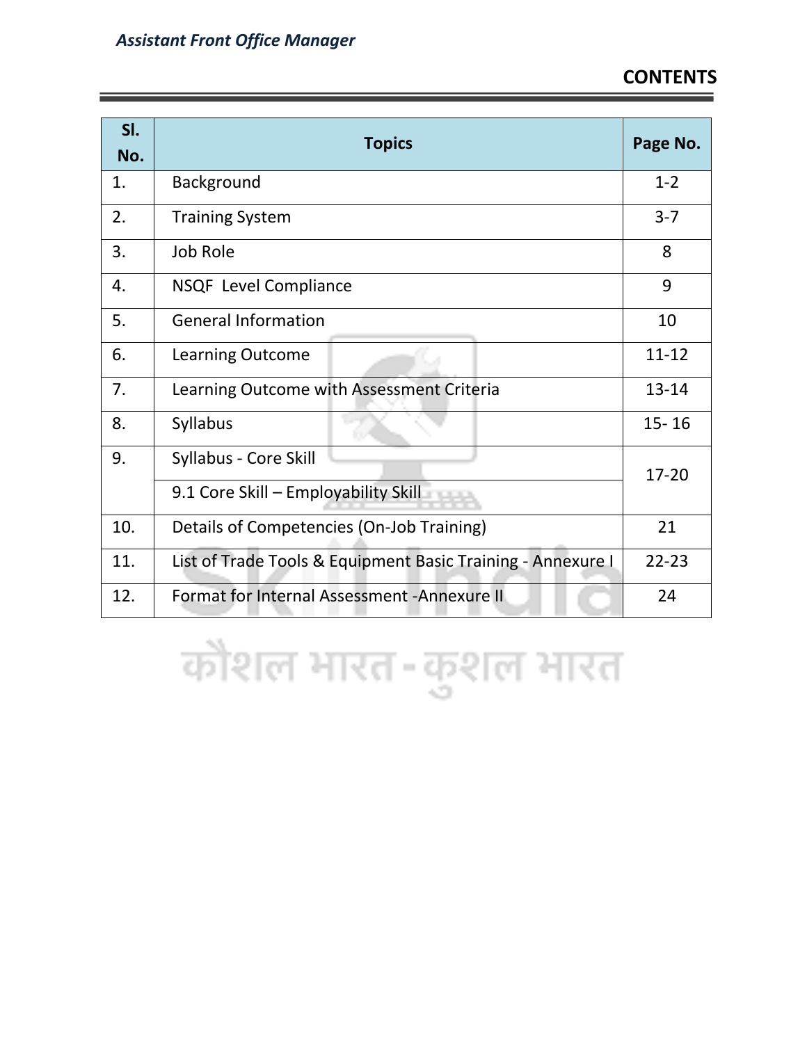# CONTENTS

| Sl. No. | Topics | Page No. |
|---|---|---|
| 1. | Background | 1-2 |
| 2. | Training System | 3-7 |
| 3. | Job Role | 8 |
| 4. | NSQF Level Compliance | 9 |
| 5. | General Information | 10 |
| 6. | Learning Outcome | 11-12 |
| 7. | Learning Outcome with Assessment Criteria | 13-14 |
| 8. | Syllabus | 15- 16 |
| 9. | Syllabus - Core Skill | 17-20 |
| | 9.1 Core Skill – Employability Skill | |
| 10. | Details of Competencies (On-Job Training) | 21 |
| 11. | List of Trade Tools & Equipment Basic Training - Annexure I | 22-23 |
| 12. | Format for Internal Assessment -Annexure II | 24 |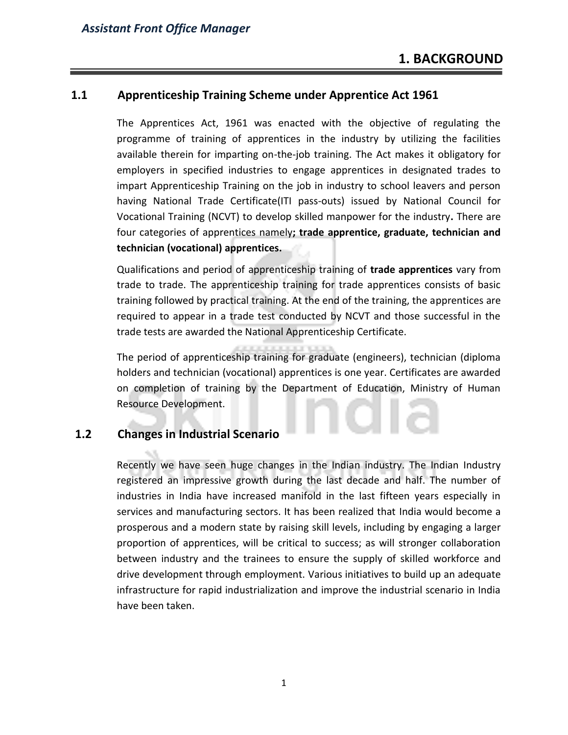# 1. BACKGROUND

## 1.1 Apprenticeship Training Scheme under Apprentice Act 1961

The Apprentices Act, 1961 was enacted with the objective of regulating the programme of training of apprentices in the industry by utilizing the facilities available therein for imparting on-the-job training. The Act makes it obligatory for employers in specified industries to engage apprentices in designated trades to impart Apprenticeship Training on the job in industry to school leavers and person having National Trade Certificate(ITI pass-outs) issued by National Council for Vocational Training (NCVT) to develop skilled manpower for the industry**.** There are four categories of apprentices namely**; trade apprentice, graduate, technician and technician (vocational) apprentices.**

Qualifications and period of apprenticeship training of **trade apprentices** vary from trade to trade. The apprenticeship training for trade apprentices consists of basic training followed by practical training. At the end of the training, the apprentices are required to appear in a trade test conducted by NCVT and those successful in the trade tests are awarded the National Apprenticeship Certificate.

The period of apprenticeship training for graduate (engineers), technician (diploma holders and technician (vocational) apprentices is one year. Certificates are awarded on completion of training by the Department of Education, Ministry of Human Resource Development.

## 1.2 Changes in Industrial Scenario

Recently we have seen huge changes in the Indian industry. The Indian Industry registered an impressive growth during the last decade and half. The number of industries in India have increased manifold in the last fifteen years especially in services and manufacturing sectors. It has been realized that India would become a prosperous and a modern state by raising skill levels, including by engaging a larger proportion of apprentices, will be critical to success; as will stronger collaboration between industry and the trainees to ensure the supply of skilled workforce and drive development through employment. Various initiatives to build up an adequate infrastructure for rapid industrialization and improve the industrial scenario in India have been taken.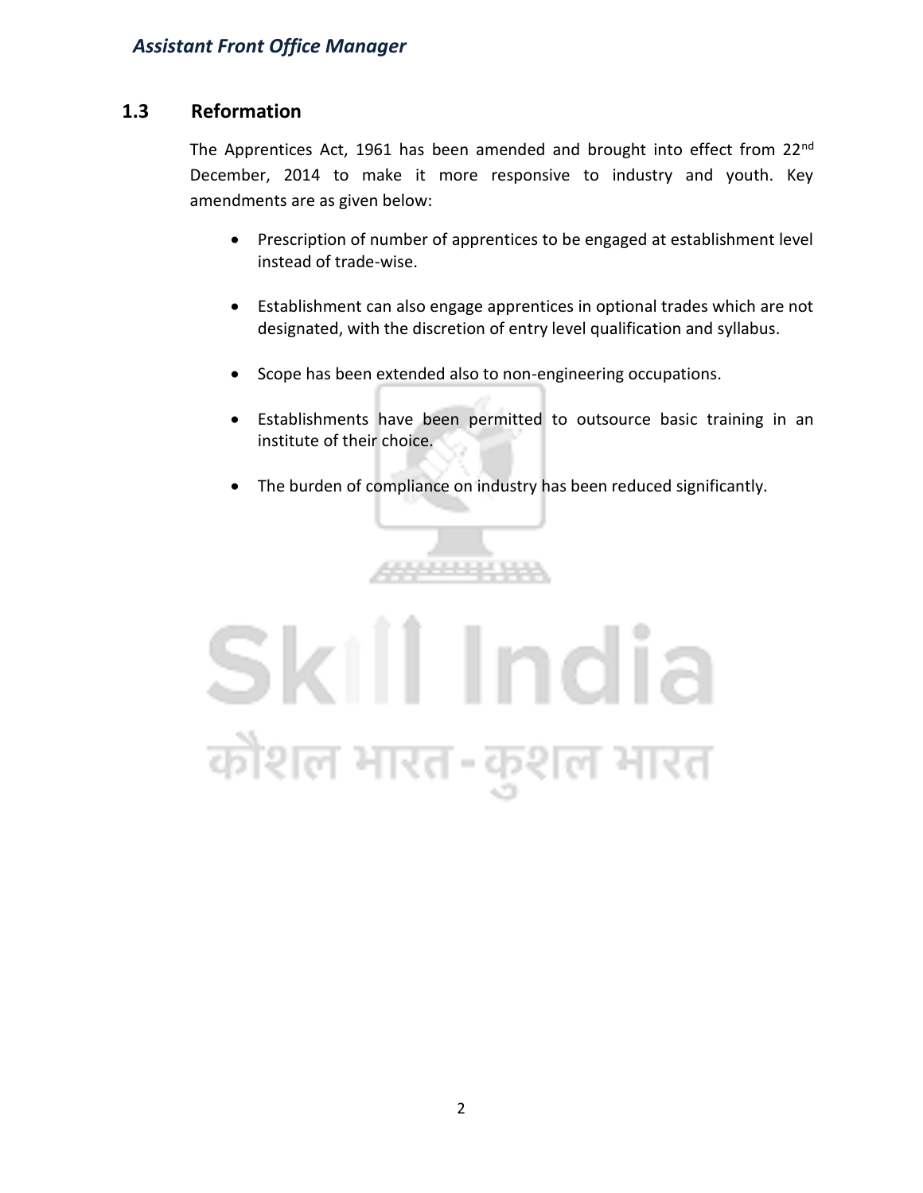## 1.3 Reformation

The Apprentices Act, 1961 has been amended and brought into effect from 22nd December, 2014 to make it more responsive to industry and youth. Key amendments are as given below:

- Prescription of number of apprentices to be engaged at establishment level instead of trade-wise.
- Establishment can also engage apprentices in optional trades which are not designated, with the discretion of entry level qualification and syllabus.
- Scope has been extended also to non-engineering occupations.
- Establishments have been permitted to outsource basic training in an institute of their choice.
- The burden of compliance on industry has been reduced significantly.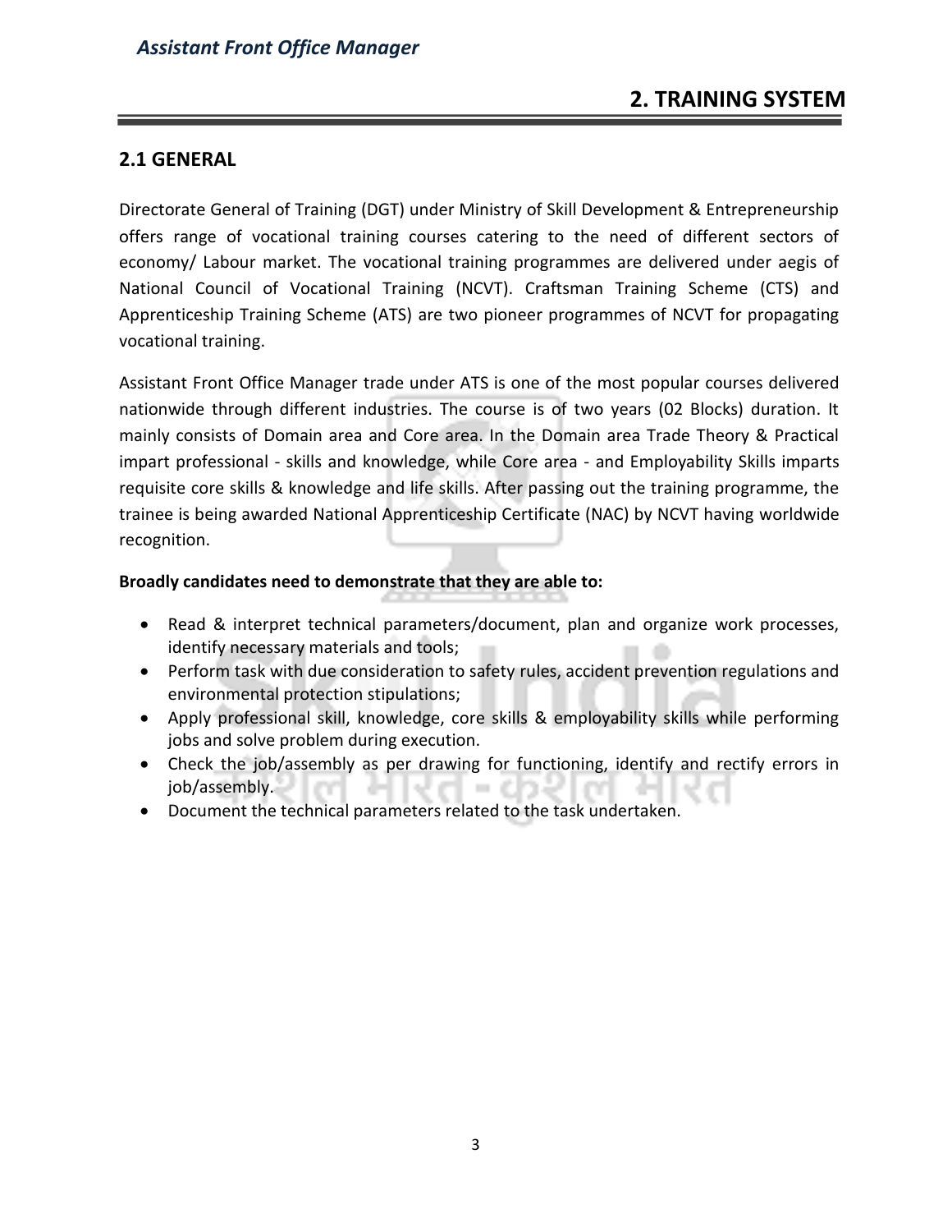## 2. TRAINING SYSTEM

### 2.1 GENERAL

Directorate General of Training (DGT) under Ministry of Skill Development & Entrepreneurship offers range of vocational training courses catering to the need of different sectors of economy/ Labour market. The vocational training programmes are delivered under aegis of National Council of Vocational Training (NCVT). Craftsman Training Scheme (CTS) and Apprenticeship Training Scheme (ATS) are two pioneer programmes of NCVT for propagating vocational training.

Assistant Front Office Manager trade under ATS is one of the most popular courses delivered nationwide through different industries. The course is of two years (02 Blocks) duration. It mainly consists of Domain area and Core area. In the Domain area Trade Theory & Practical impart professional - skills and knowledge, while Core area - and Employability Skills imparts requisite core skills & knowledge and life skills. After passing out the training programme, the trainee is being awarded National Apprenticeship Certificate (NAC) by NCVT having worldwide recognition.

**Broadly candidates need to demonstrate that they are able to:**

- Read & interpret technical parameters/document, plan and organize work processes, identify necessary materials and tools;
- Perform task with due consideration to safety rules, accident prevention regulations and environmental protection stipulations;
- Apply professional skill, knowledge, core skills & employability skills while performing jobs and solve problem during execution.
- Check the job/assembly as per drawing for functioning, identify and rectify errors in job/assembly.
- Document the technical parameters related to the task undertaken.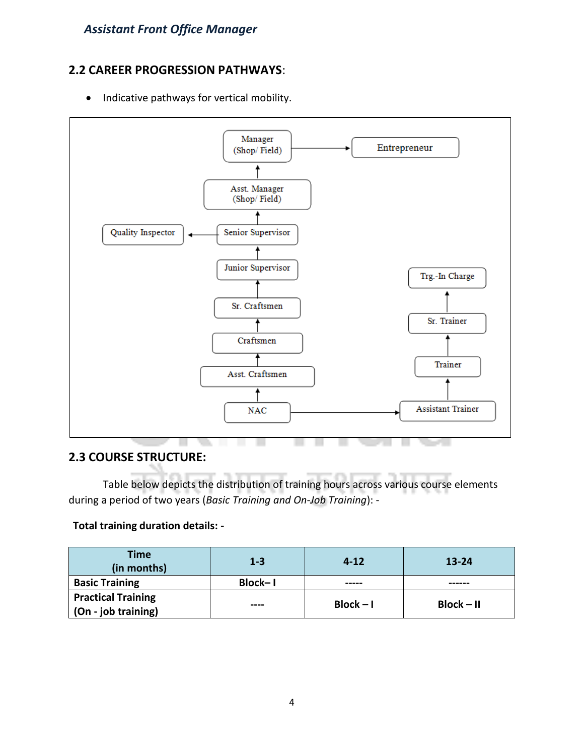## 2.2 CAREER PROGRESSION PATHWAYS:

- Indicative pathways for vertical mobility.

Manager (Shop/ Field) → Entrepreneur

Asst. Manager (Shop/ Field) → Manager (Shop/ Field)

Senior Supervisor → Asst. Manager (Shop/ Field)

Senior Supervisor → Quality Inspector

Junior Supervisor → Senior Supervisor

Sr. Craftsmen → Junior Supervisor

Craftsmen → Sr. Craftsmen

Asst. Craftsmen → Craftsmen

NAC → Asst. Craftsmen

NAC → Assistant Trainer

Assistant Trainer → Trainer → Sr. Trainer → Trg.-In Charge

## 2.3 COURSE STRUCTURE:

Table below depicts the distribution of training hours across various course elements during a period of two years (*Basic Training and On-Job Training*): -

**Total training duration details: -**

| Time (in months) | 1-3 | 4-12 | 13-24 |
|---|---|---|---|
| **Basic Training** | **Block– I** | ----- | ------ |
| **Practical Training (On - job training)** | ---- | **Block – I** | **Block – II** |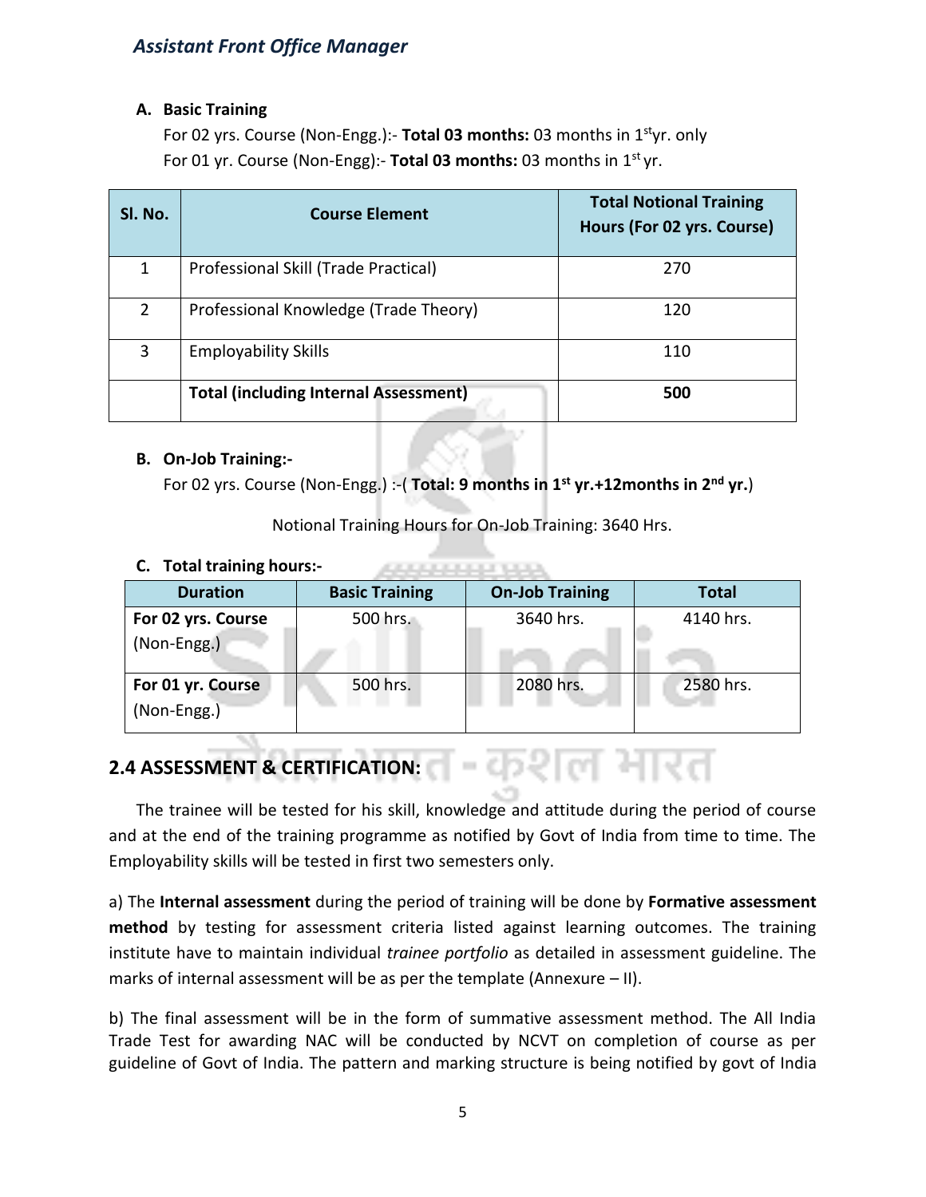**A. Basic Training**

For 02 yrs. Course (Non-Engg.):- **Total 03 months:** 03 months in 1st yr. only
For 01 yr. Course (Non-Engg):- **Total 03 months:** 03 months in 1st yr.

| Sl. No. | Course Element | Total Notional Training Hours (For 02 yrs. Course) |
|---|---|---|
| 1 | Professional Skill (Trade Practical) | 270 |
| 2 | Professional Knowledge (Trade Theory) | 120 |
| 3 | Employability Skills | 110 |
| | **Total (including Internal Assessment)** | **500** |

**B. On-Job Training:-**

For 02 yrs. Course (Non-Engg.) :-( **Total: 9 months in 1st yr.+12months in 2nd yr.**)

Notional Training Hours for On-Job Training: 3640 Hrs.

**C. Total training hours:-**

| Duration | Basic Training | On-Job Training | Total |
|---|---|---|---|
| **For 02 yrs. Course** (Non-Engg.) | 500 hrs. | 3640 hrs. | 4140 hrs. |
| **For 01 yr. Course** (Non-Engg.) | 500 hrs. | 2080 hrs. | 2580 hrs. |

## 2.4 ASSESSMENT & CERTIFICATION:

The trainee will be tested for his skill, knowledge and attitude during the period of course and at the end of the training programme as notified by Govt of India from time to time. The Employability skills will be tested in first two semesters only.

a) The **Internal assessment** during the period of training will be done by **Formative assessment method** by testing for assessment criteria listed against learning outcomes. The training institute have to maintain individual *trainee portfolio* as detailed in assessment guideline. The marks of internal assessment will be as per the template (Annexure – II).

b) The final assessment will be in the form of summative assessment method. The All India Trade Test for awarding NAC will be conducted by NCVT on completion of course as per guideline of Govt of India. The pattern and marking structure is being notified by govt of India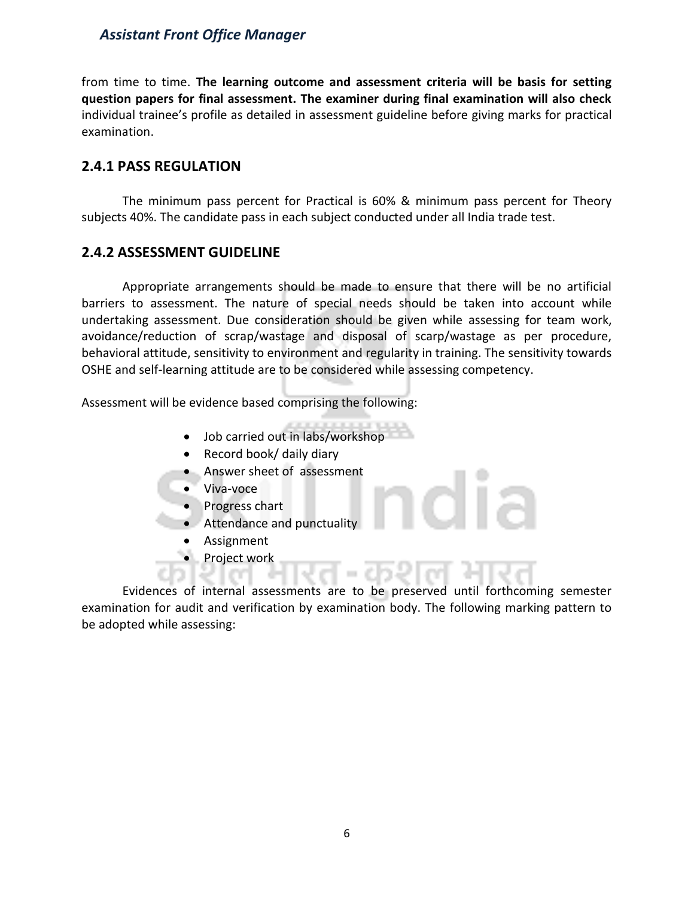from time to time. **The learning outcome and assessment criteria will be basis for setting question papers for final assessment. The examiner during final examination will also check** individual trainee's profile as detailed in assessment guideline before giving marks for practical examination.

### 2.4.1 PASS REGULATION

The minimum pass percent for Practical is 60% & minimum pass percent for Theory subjects 40%. The candidate pass in each subject conducted under all India trade test.

### 2.4.2 ASSESSMENT GUIDELINE

Appropriate arrangements should be made to ensure that there will be no artificial barriers to assessment. The nature of special needs should be taken into account while undertaking assessment. Due consideration should be given while assessing for team work, avoidance/reduction of scrap/wastage and disposal of scarp/wastage as per procedure, behavioral attitude, sensitivity to environment and regularity in training. The sensitivity towards OSHE and self-learning attitude are to be considered while assessing competency.

Assessment will be evidence based comprising the following:

- Job carried out in labs/workshop
- Record book/ daily diary
- Answer sheet of assessment
- Viva-voce
- Progress chart
- Attendance and punctuality
- Assignment
- Project work

Evidences of internal assessments are to be preserved until forthcoming semester examination for audit and verification by examination body. The following marking pattern to be adopted while assessing: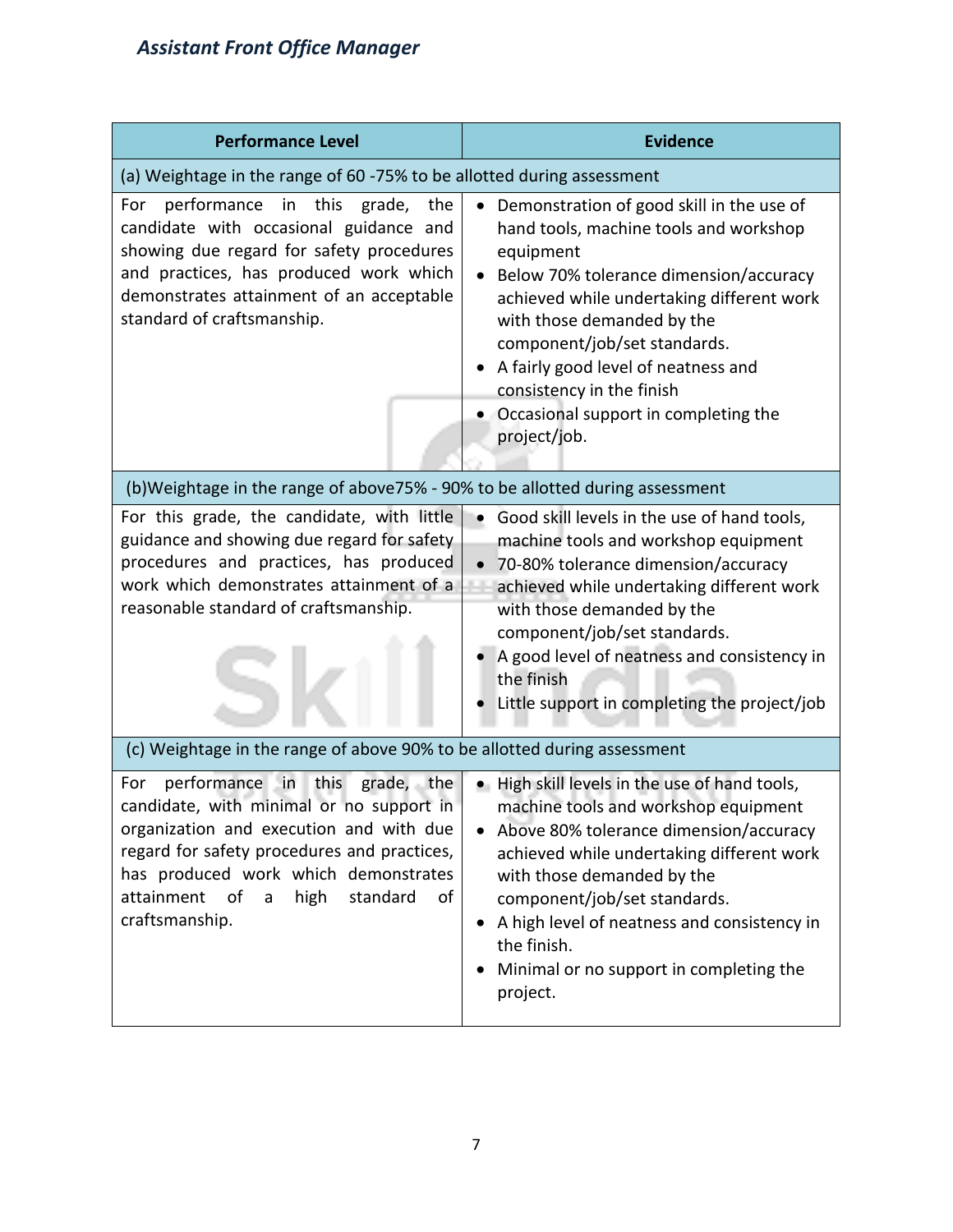| Performance Level | Evidence |
|---|---|
| (a) Weightage in the range of 60 -75% to be allotted during assessment | |
| For performance in this grade, the candidate with occasional guidance and showing due regard for safety procedures and practices, has produced work which demonstrates attainment of an acceptable standard of craftsmanship. | • Demonstration of good skill in the use of hand tools, machine tools and workshop equipment<br>• Below 70% tolerance dimension/accuracy achieved while undertaking different work with those demanded by the component/job/set standards.<br>• A fairly good level of neatness and consistency in the finish<br>• Occasional support in completing the project/job. |
| (b)Weightage in the range of above75% - 90% to be allotted during assessment | |
| For this grade, the candidate, with little guidance and showing due regard for safety procedures and practices, has produced work which demonstrates attainment of a reasonable standard of craftsmanship. | • Good skill levels in the use of hand tools, machine tools and workshop equipment<br>• 70-80% tolerance dimension/accuracy achieved while undertaking different work with those demanded by the component/job/set standards.<br>• A good level of neatness and consistency in the finish<br>• Little support in completing the project/job |
| (c) Weightage in the range of above 90% to be allotted during assessment | |
| For performance in this grade, the candidate, with minimal or no support in organization and execution and with due regard for safety procedures and practices, has produced work which demonstrates attainment of a high standard of craftsmanship. | • High skill levels in the use of hand tools, machine tools and workshop equipment<br>• Above 80% tolerance dimension/accuracy achieved while undertaking different work with those demanded by the component/job/set standards.<br>• A high level of neatness and consistency in the finish.<br>• Minimal or no support in completing the project. |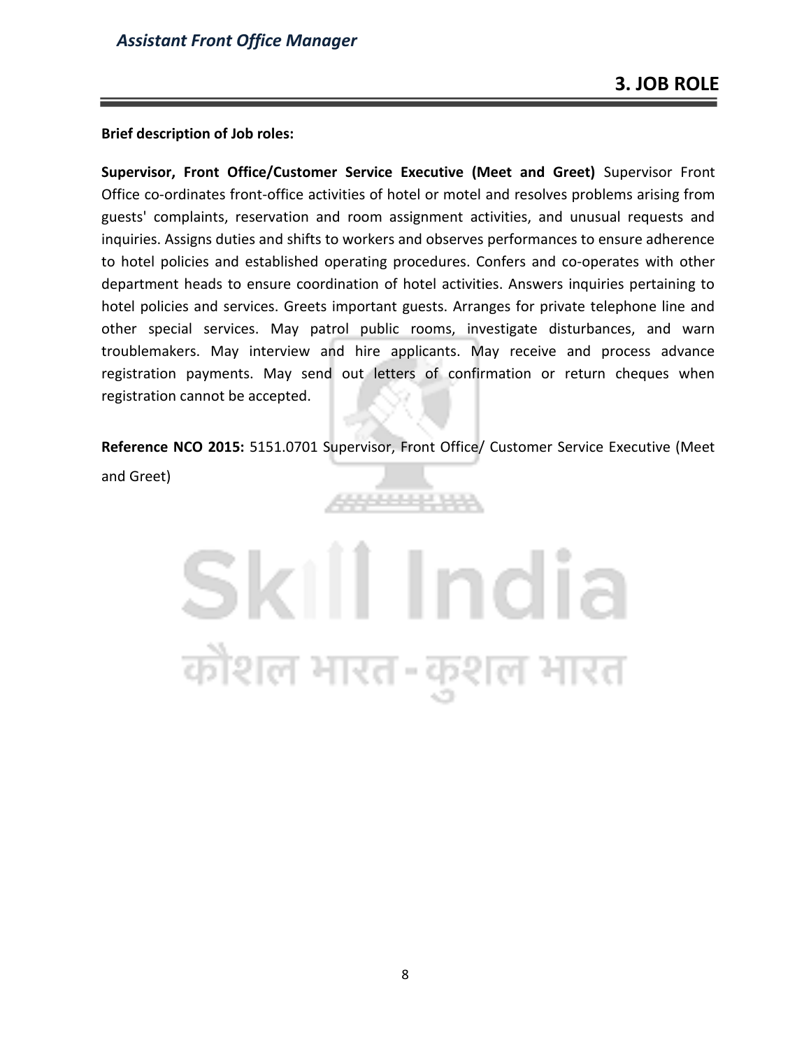# 3. JOB ROLE

**Brief description of Job roles:**

**Supervisor, Front Office/Customer Service Executive (Meet and Greet)** Supervisor Front Office co-ordinates front-office activities of hotel or motel and resolves problems arising from guests' complaints, reservation and room assignment activities, and unusual requests and inquiries. Assigns duties and shifts to workers and observes performances to ensure adherence to hotel policies and established operating procedures. Confers and co-operates with other department heads to ensure coordination of hotel activities. Answers inquiries pertaining to hotel policies and services. Greets important guests. Arranges for private telephone line and other special services. May patrol public rooms, investigate disturbances, and warn troublemakers. May interview and hire applicants. May receive and process advance registration payments. May send out letters of confirmation or return cheques when registration cannot be accepted.

**Reference NCO 2015:** 5151.0701 Supervisor, Front Office/ Customer Service Executive (Meet and Greet)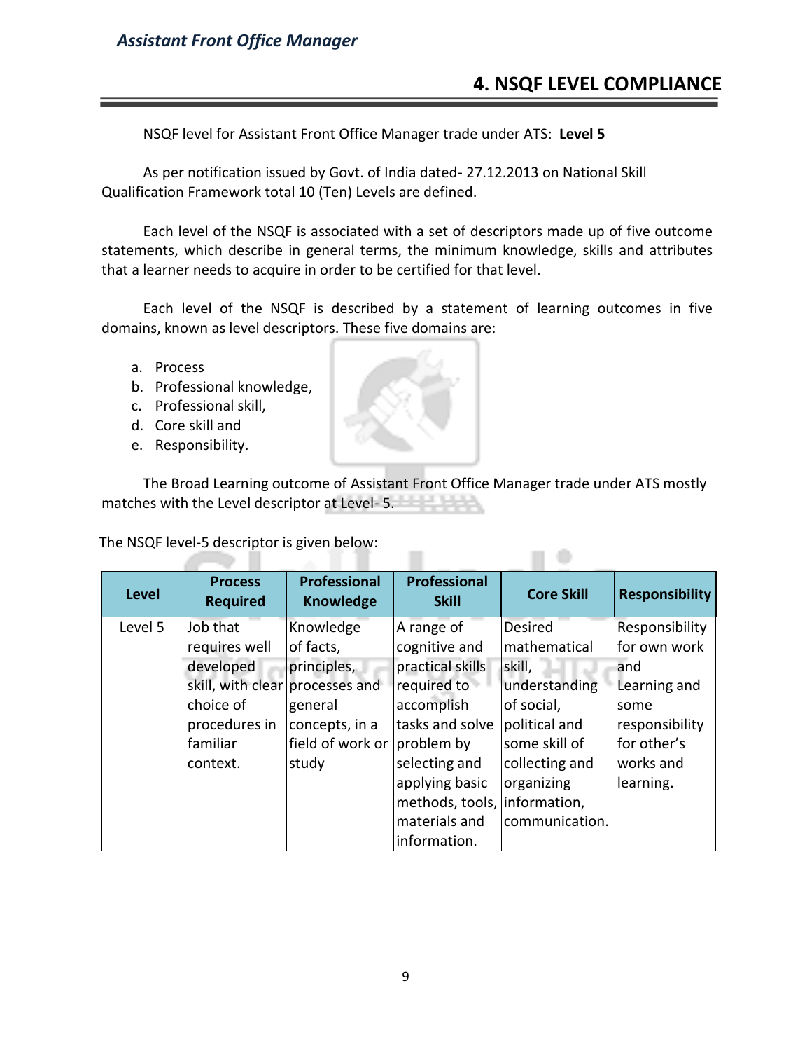## 4. NSQF LEVEL COMPLIANCE

NSQF level for Assistant Front Office Manager trade under ATS: **Level 5**

As per notification issued by Govt. of India dated- 27.12.2013 on National Skill Qualification Framework total 10 (Ten) Levels are defined.

Each level of the NSQF is associated with a set of descriptors made up of five outcome statements, which describe in general terms, the minimum knowledge, skills and attributes that a learner needs to acquire in order to be certified for that level.

Each level of the NSQF is described by a statement of learning outcomes in five domains, known as level descriptors. These five domains are:

a. Process
b. Professional knowledge,
c. Professional skill,
d. Core skill and
e. Responsibility.

The Broad Learning outcome of Assistant Front Office Manager trade under ATS mostly matches with the Level descriptor at Level- 5.

The NSQF level-5 descriptor is given below:

| Level | Process Required | Professional Knowledge | Professional Skill | Core Skill | Responsibility |
|---|---|---|---|---|---|
| Level 5 | Job that requires well developed skill, with clear choice of procedures in familiar context. | Knowledge of facts, principles, processes and general concepts, in a field of work or study | A range of cognitive and practical skills required to accomplish tasks and solve problem by selecting and applying basic methods, tools, materials and information. | Desired mathematical skill, understanding of social, political and some skill of collecting and organizing information, communication. | Responsibility for own work and Learning and some responsibility for other's works and learning. |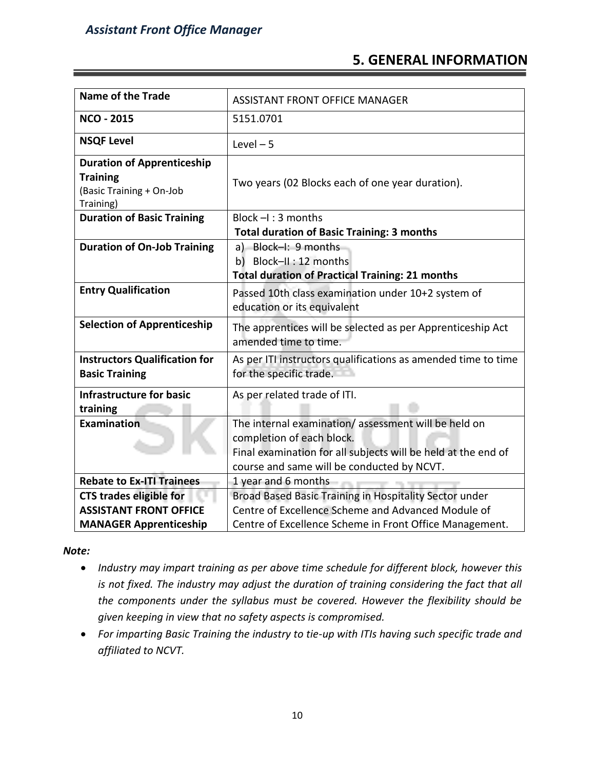# 5. GENERAL INFORMATION

| Name of the Trade | ASSISTANT FRONT OFFICE MANAGER |
|---|---|
| **NCO - 2015** | 5151.0701 |
| **NSQF Level** | Level – 5 |
| **Duration of Apprenticeship Training** (Basic Training + On-Job Training) | Two years (02 Blocks each of one year duration). |
| **Duration of Basic Training** | Block –I : 3 months<br>**Total duration of Basic Training: 3 months** |
| **Duration of On-Job Training** | a) Block–I: 9 months<br>b) Block–II : 12 months<br>**Total duration of Practical Training: 21 months** |
| **Entry Qualification** | Passed 10th class examination under 10+2 system of education or its equivalent |
| **Selection of Apprenticeship** | The apprentices will be selected as per Apprenticeship Act amended time to time. |
| **Instructors Qualification for Basic Training** | As per ITI instructors qualifications as amended time to time for the specific trade. |
| **Infrastructure for basic training** | As per related trade of ITI. |
| **Examination** | The internal examination/ assessment will be held on completion of each block.<br>Final examination for all subjects will be held at the end of course and same will be conducted by NCVT. |
| **Rebate to Ex-ITI Trainees** | 1 year and 6 months |
| **CTS trades eligible for ASSISTANT FRONT OFFICE MANAGER Apprenticeship** | Broad Based Basic Training in Hospitality Sector under Centre of Excellence Scheme and Advanced Module of Centre of Excellence Scheme in Front Office Management. |

***Note:***

- *Industry may impart training as per above time schedule for different block, however this is not fixed. The industry may adjust the duration of training considering the fact that all the components under the syllabus must be covered. However the flexibility should be given keeping in view that no safety aspects is compromised.*
- *For imparting Basic Training the industry to tie-up with ITIs having such specific trade and affiliated to NCVT.*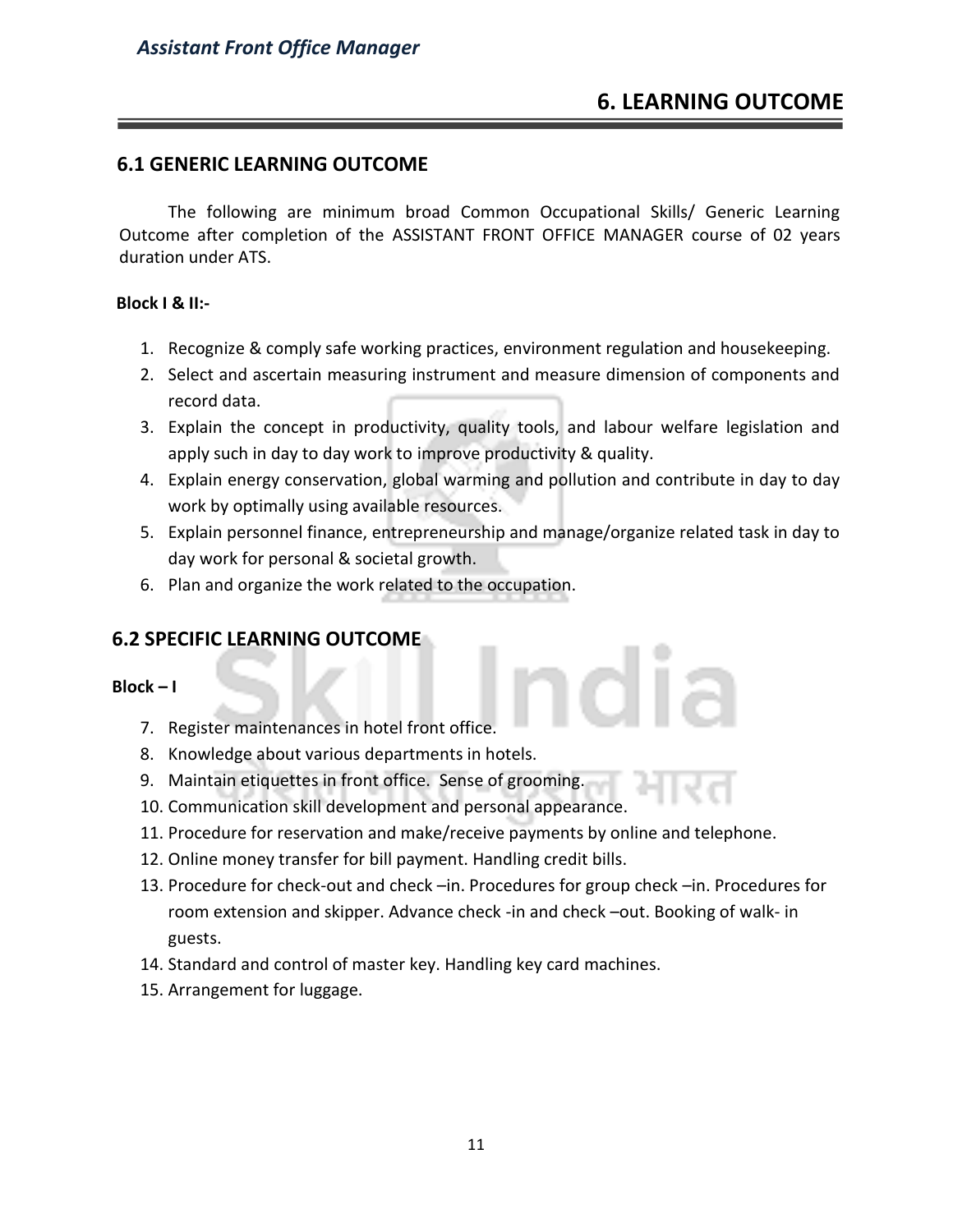## 6. LEARNING OUTCOME

### 6.1 GENERIC LEARNING OUTCOME

The following are minimum broad Common Occupational Skills/ Generic Learning Outcome after completion of the ASSISTANT FRONT OFFICE MANAGER course of 02 years duration under ATS.

**Block I & II:-**

1. Recognize & comply safe working practices, environment regulation and housekeeping.
2. Select and ascertain measuring instrument and measure dimension of components and record data.
3. Explain the concept in productivity, quality tools, and labour welfare legislation and apply such in day to day work to improve productivity & quality.
4. Explain energy conservation, global warming and pollution and contribute in day to day work by optimally using available resources.
5. Explain personnel finance, entrepreneurship and manage/organize related task in day to day work for personal & societal growth.
6. Plan and organize the work related to the occupation.

### 6.2 SPECIFIC LEARNING OUTCOME

**Block – I**

7. Register maintenances in hotel front office.
8. Knowledge about various departments in hotels.
9. Maintain etiquettes in front office. Sense of grooming.
10. Communication skill development and personal appearance.
11. Procedure for reservation and make/receive payments by online and telephone.
12. Online money transfer for bill payment. Handling credit bills.
13. Procedure for check-out and check –in. Procedures for group check –in. Procedures for room extension and skipper. Advance check -in and check –out. Booking of walk- in guests.
14. Standard and control of master key. Handling key card machines.
15. Arrangement for luggage.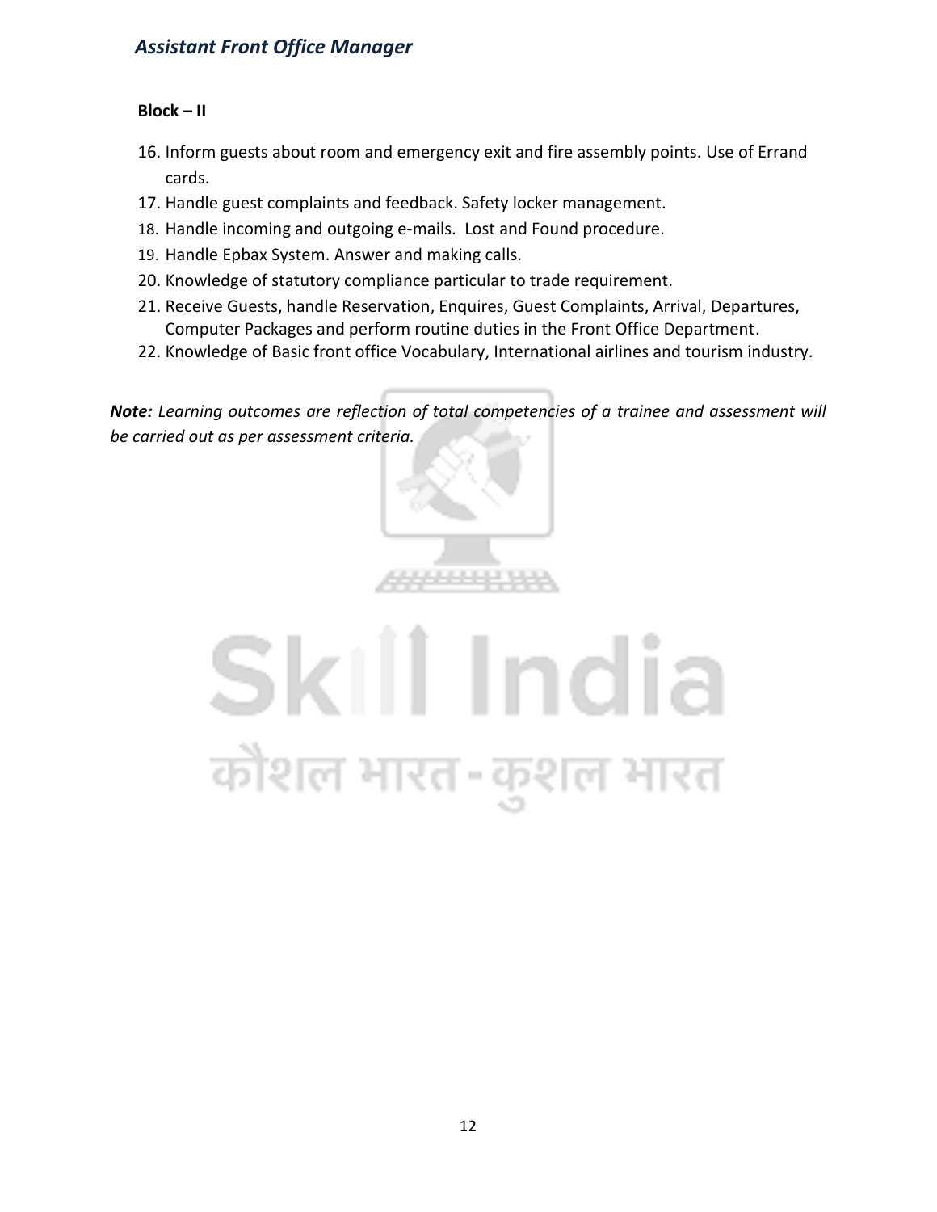**Block – II**

16. Inform guests about room and emergency exit and fire assembly points. Use of Errand cards.
17. Handle guest complaints and feedback. Safety locker management.
18. Handle incoming and outgoing e-mails. Lost and Found procedure.
19. Handle Epbax System. Answer and making calls.
20. Knowledge of statutory compliance particular to trade requirement.
21. Receive Guests, handle Reservation, Enquires, Guest Complaints, Arrival, Departures, Computer Packages and perform routine duties in the Front Office Department.
22. Knowledge of Basic front office Vocabulary, International airlines and tourism industry.

***Note:*** *Learning outcomes are reflection of total competencies of a trainee and assessment will be carried out as per assessment criteria.*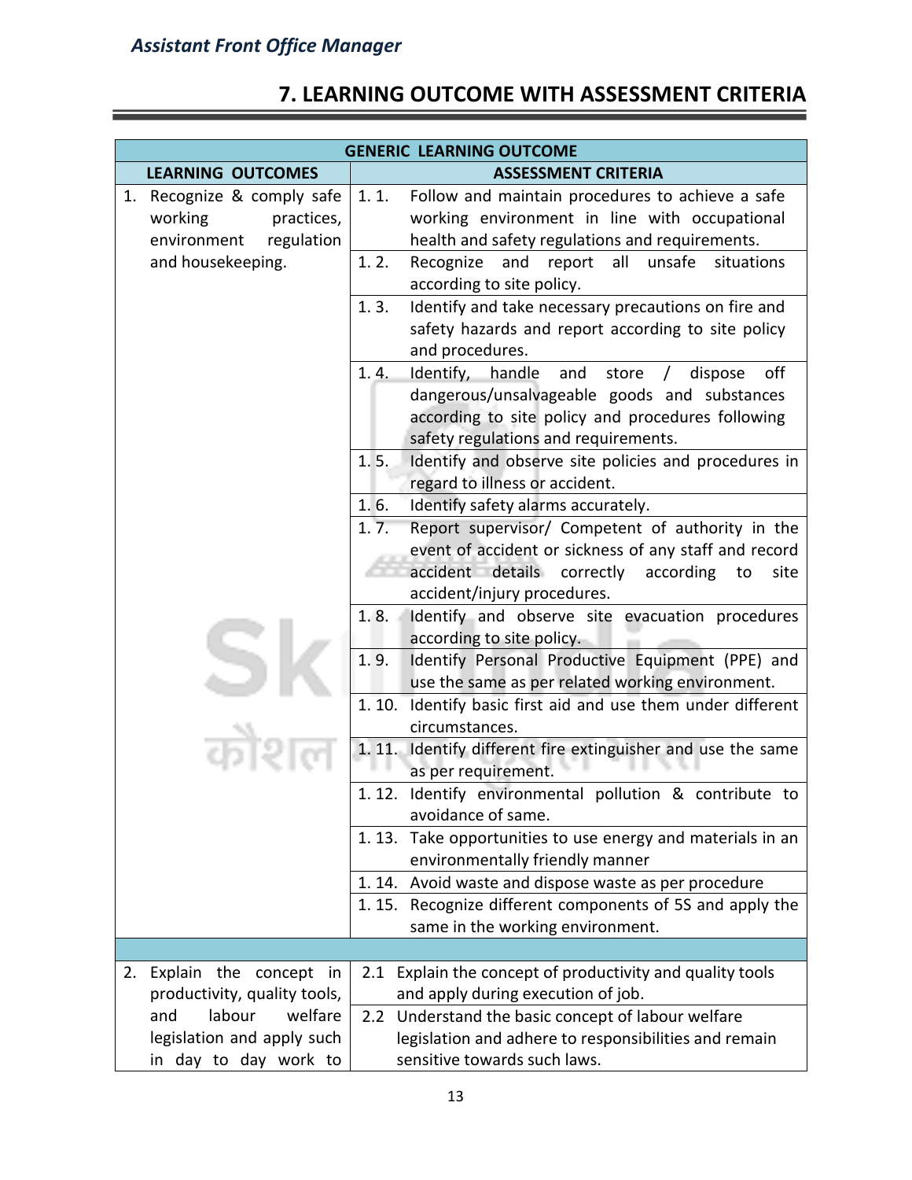## 7. LEARNING OUTCOME WITH ASSESSMENT CRITERIA

| GENERIC LEARNING OUTCOME | |
|---|---|
| **LEARNING OUTCOMES** | **ASSESSMENT CRITERIA** |
| 1. Recognize & comply safe working practices, environment regulation and housekeeping. | 1. 1. Follow and maintain procedures to achieve a safe working environment in line with occupational health and safety regulations and requirements. |
| | 1. 2. Recognize and report all unsafe situations according to site policy. |
| | 1. 3. Identify and take necessary precautions on fire and safety hazards and report according to site policy and procedures. |
| | 1. 4. Identify, handle and store / dispose off dangerous/unsalvageable goods and substances according to site policy and procedures following safety regulations and requirements. |
| | 1. 5. Identify and observe site policies and procedures in regard to illness or accident. |
| | 1. 6. Identify safety alarms accurately. |
| | 1. 7. Report supervisor/ Competent of authority in the event of accident or sickness of any staff and record accident details correctly according to site accident/injury procedures. |
| | 1. 8. Identify and observe site evacuation procedures according to site policy. |
| | 1. 9. Identify Personal Productive Equipment (PPE) and use the same as per related working environment. |
| | 1. 10. Identify basic first aid and use them under different circumstances. |
| | 1. 11. Identify different fire extinguisher and use the same as per requirement. |
| | 1. 12. Identify environmental pollution & contribute to avoidance of same. |
| | 1. 13. Take opportunities to use energy and materials in an environmentally friendly manner |
| | 1. 14. Avoid waste and dispose waste as per procedure |
| | 1. 15. Recognize different components of 5S and apply the same in the working environment. |
| | |
| 2. Explain the concept in productivity, quality tools, and labour welfare legislation and apply such in day to day work to | 2.1 Explain the concept of productivity and quality tools and apply during execution of job. |
| | 2.2 Understand the basic concept of labour welfare legislation and adhere to responsibilities and remain sensitive towards such laws. |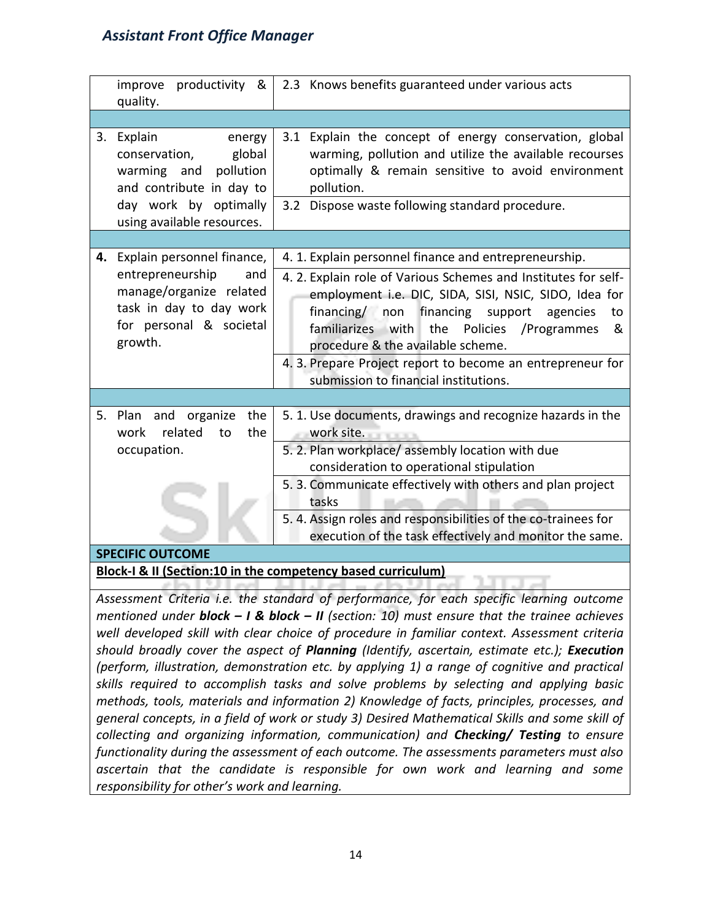| | |
|---|---|
| improve productivity & quality. | 2.3 Knows benefits guaranteed under various acts |
| | |
| 3. Explain energy conservation, global warming and pollution and contribute in day to day work by optimally using available resources. | 3.1 Explain the concept of energy conservation, global warming, pollution and utilize the available recourses optimally & remain sensitive to avoid environment pollution. |
| | 3.2 Dispose waste following standard procedure. |
| | |
| **4.** Explain personnel finance, entrepreneurship and manage/organize related task in day to day work for personal & societal growth. | 4. 1. Explain personnel finance and entrepreneurship. |
| | 4. 2. Explain role of Various Schemes and Institutes for self-employment i.e. DIC, SIDA, SISI, NSIC, SIDO, Idea for financing/ non financing support agencies to familiarizes with the Policies /Programmes & procedure & the available scheme. |
| | 4. 3. Prepare Project report to become an entrepreneur for submission to financial institutions. |
| | |
| 5. Plan and organize the work related to the occupation. | 5. 1. Use documents, drawings and recognize hazards in the work site. |
| | 5. 2. Plan workplace/ assembly location with due consideration to operational stipulation |
| | 5. 3. Communicate effectively with others and plan project tasks |
| | 5. 4. Assign roles and responsibilities of the co-trainees for execution of the task effectively and monitor the same. |

**SPECIFIC OUTCOME**

**Block-I & II (Section:10 in the competency based curriculum)**

*Assessment Criteria i.e. the standard of performance, for each specific learning outcome mentioned under **block – I & block – II** (section: 10) must ensure that the trainee achieves well developed skill with clear choice of procedure in familiar context. Assessment criteria should broadly cover the aspect of **Planning** (Identify, ascertain, estimate etc.); **Execution** (perform, illustration, demonstration etc. by applying 1) a range of cognitive and practical skills required to accomplish tasks and solve problems by selecting and applying basic methods, tools, materials and information 2) Knowledge of facts, principles, processes, and general concepts, in a field of work or study 3) Desired Mathematical Skills and some skill of collecting and organizing information, communication) and **Checking/ Testing** to ensure functionality during the assessment of each outcome. The assessments parameters must also ascertain that the candidate is responsible for own work and learning and some responsibility for other's work and learning.*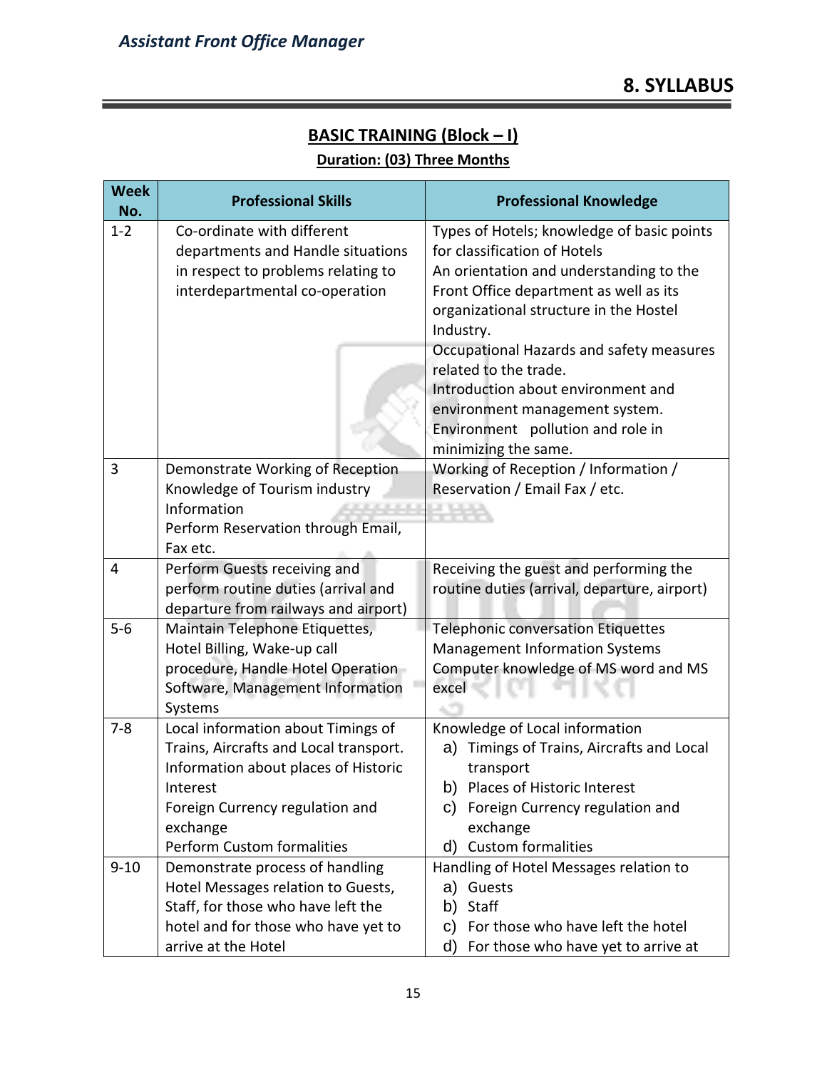## 8. SYLLABUS

### BASIC TRAINING (Block – I)

**Duration: (03) Three Months**

| Week No. | Professional Skills | Professional Knowledge |
|---|---|---|
| 1-2 | Co-ordinate with different departments and Handle situations in respect to problems relating to interdepartmental co-operation | Types of Hotels; knowledge of basic points for classification of Hotels<br>An orientation and understanding to the Front Office department as well as its organizational structure in the Hostel Industry.<br>Occupational Hazards and safety measures related to the trade.<br>Introduction about environment and environment management system.<br>Environment pollution and role in minimizing the same. |
| 3 | Demonstrate Working of Reception<br>Knowledge of Tourism industry Information<br>Perform Reservation through Email, Fax etc. | Working of Reception / Information / Reservation / Email Fax / etc. |
| 4 | Perform Guests receiving and perform routine duties (arrival and departure from railways and airport) | Receiving the guest and performing the routine duties (arrival, departure, airport) |
| 5-6 | Maintain Telephone Etiquettes, Hotel Billing, Wake-up call procedure, Handle Hotel Operation Software, Management Information Systems | Telephonic conversation Etiquettes<br>Management Information Systems<br>Computer knowledge of MS word and MS excel |
| 7-8 | Local information about Timings of Trains, Aircrafts and Local transport.<br>Information about places of Historic Interest<br>Foreign Currency regulation and exchange<br>Perform Custom formalities | Knowledge of Local information<br>a) Timings of Trains, Aircrafts and Local transport<br>b) Places of Historic Interest<br>c) Foreign Currency regulation and exchange<br>d) Custom formalities |
| 9-10 | Demonstrate process of handling Hotel Messages relation to Guests, Staff, for those who have left the hotel and for those who have yet to arrive at the Hotel | Handling of Hotel Messages relation to<br>a) Guests<br>b) Staff<br>c) For those who have left the hotel<br>d) For those who have yet to arrive at |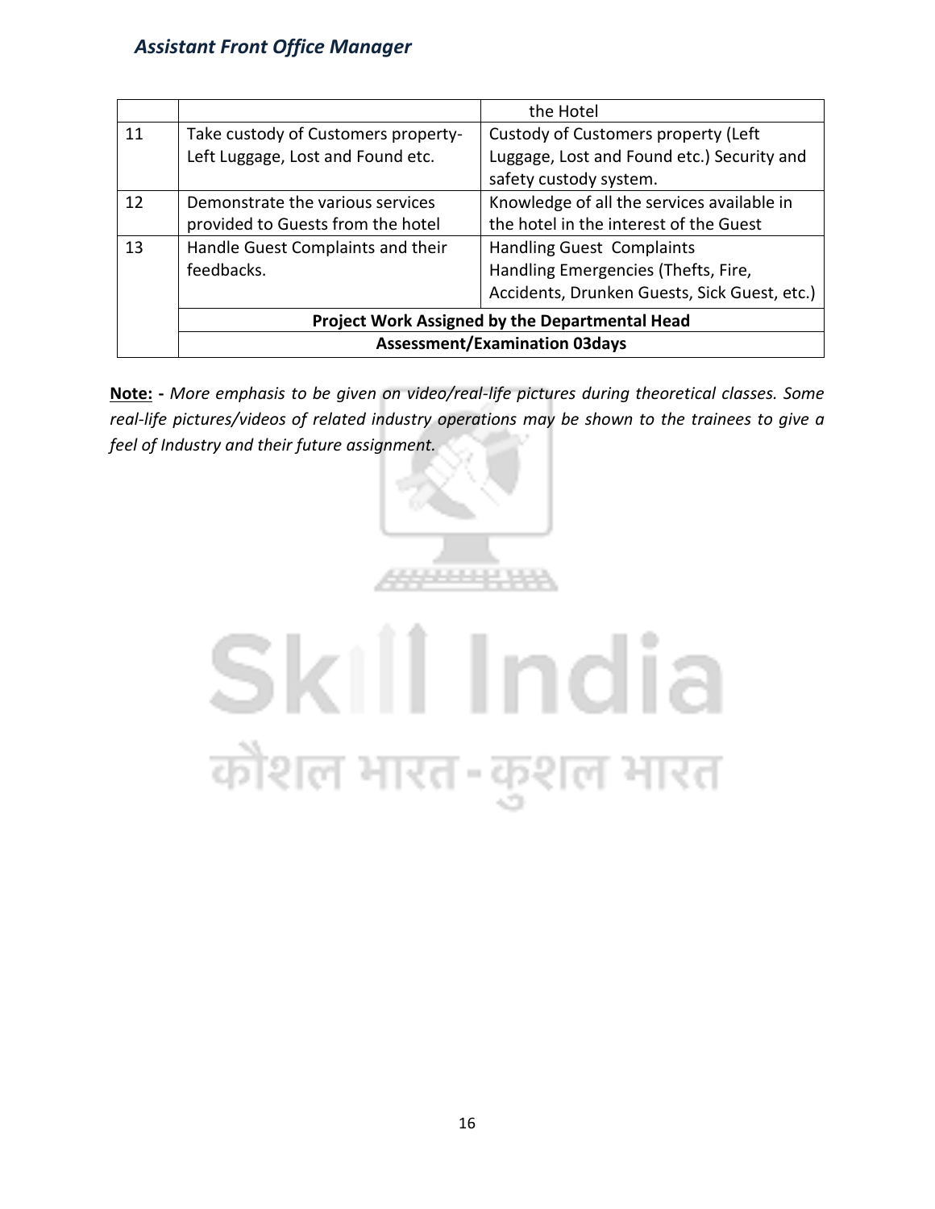| | | |
|---|---|---|
| | | the Hotel |
| 11 | Take custody of Customers property- Left Luggage, Lost and Found etc. | Custody of Customers property (Left Luggage, Lost and Found etc.) Security and safety custody system. |
| 12 | Demonstrate the various services provided to Guests from the hotel | Knowledge of all the services available in the hotel in the interest of the Guest |
| 13 | Handle Guest Complaints and their feedbacks. | Handling Guest Complaints<br>Handling Emergencies (Thefts, Fire, Accidents, Drunken Guests, Sick Guest, etc.) |
| | **Project Work Assigned by the Departmental Head** | |
| | **Assessment/Examination 03days** | |

**Note: -** *More emphasis to be given on video/real-life pictures during theoretical classes. Some real-life pictures/videos of related industry operations may be shown to the trainees to give a feel of Industry and their future assignment.*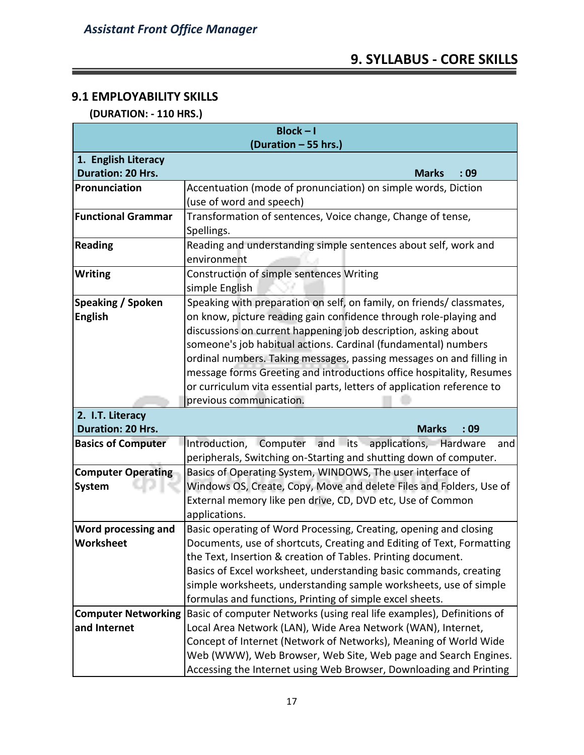## 9. SYLLABUS - CORE SKILLS

### 9.1 EMPLOYABILITY SKILLS

**(DURATION: - 110 HRS.)**

| **Block – I (Duration – 55 hrs.)** | |
|---|---|
| **1. English Literacy Duration: 20 Hrs.** | **Marks : 09** |
| **Pronunciation** | Accentuation (mode of pronunciation) on simple words, Diction (use of word and speech) |
| **Functional Grammar** | Transformation of sentences, Voice change, Change of tense, Spellings. |
| **Reading** | Reading and understanding simple sentences about self, work and environment |
| **Writing** | Construction of simple sentences Writing simple English |
| **Speaking / Spoken English** | Speaking with preparation on self, on family, on friends/ classmates, on know, picture reading gain confidence through role-playing and discussions on current happening job description, asking about someone's job habitual actions. Cardinal (fundamental) numbers ordinal numbers. Taking messages, passing messages on and filling in message forms Greeting and introductions office hospitality, Resumes or curriculum vita essential parts, letters of application reference to previous communication. |
| **2. I.T. Literacy Duration: 20 Hrs.** | **Marks : 09** |
| **Basics of Computer** | Introduction, Computer and its applications, Hardware and peripherals, Switching on-Starting and shutting down of computer. |
| **Computer Operating System** | Basics of Operating System, WINDOWS, The user interface of Windows OS, Create, Copy, Move and delete Files and Folders, Use of External memory like pen drive, CD, DVD etc, Use of Common applications. |
| **Word processing and Worksheet** | Basic operating of Word Processing, Creating, opening and closing Documents, use of shortcuts, Creating and Editing of Text, Formatting the Text, Insertion & creation of Tables. Printing document. Basics of Excel worksheet, understanding basic commands, creating simple worksheets, understanding sample worksheets, use of simple formulas and functions, Printing of simple excel sheets. |
| **Computer Networking and Internet** | Basic of computer Networks (using real life examples), Definitions of Local Area Network (LAN), Wide Area Network (WAN), Internet, Concept of Internet (Network of Networks), Meaning of World Wide Web (WWW), Web Browser, Web Site, Web page and Search Engines. Accessing the Internet using Web Browser, Downloading and Printing |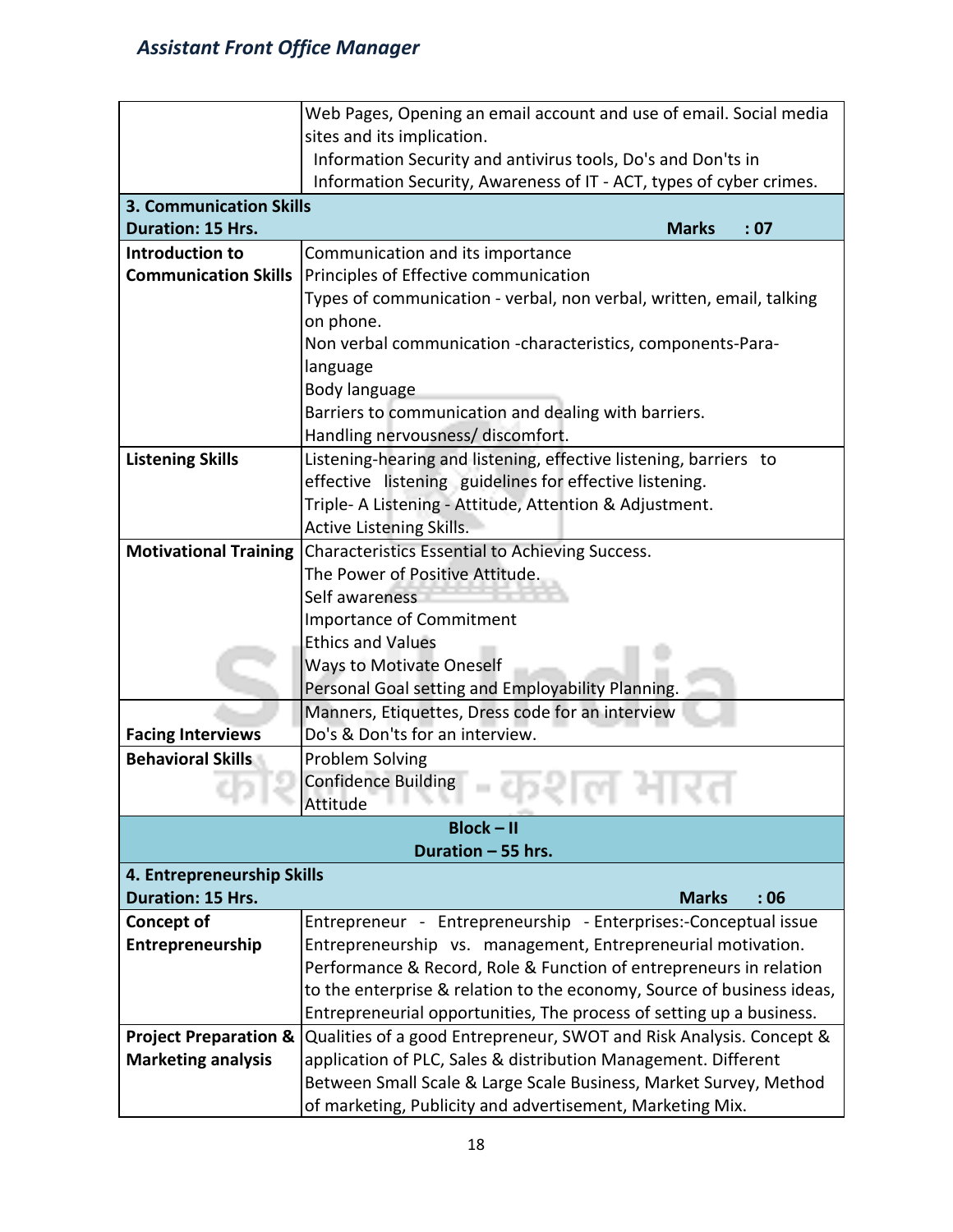| | |
|---|---|
| | Web Pages, Opening an email account and use of email. Social media sites and its implication.<br>Information Security and antivirus tools, Do's and Don'ts in Information Security, Awareness of IT - ACT, types of cyber crimes. |
| **3. Communication Skills**<br>**Duration: 15 Hrs.** | **Marks : 07** |
| **Introduction to Communication Skills** | Communication and its importance<br>Principles of Effective communication<br>Types of communication - verbal, non verbal, written, email, talking on phone.<br>Non verbal communication -characteristics, components-Para-language<br>Body language<br>Barriers to communication and dealing with barriers.<br>Handling nervousness/ discomfort. |
| **Listening Skills** | Listening-hearing and listening, effective listening, barriers to effective listening guidelines for effective listening.<br>Triple- A Listening - Attitude, Attention & Adjustment.<br>Active Listening Skills. |
| **Motivational Training** | Characteristics Essential to Achieving Success.<br>The Power of Positive Attitude.<br>Self awareness<br>Importance of Commitment<br>Ethics and Values<br>Ways to Motivate Oneself<br>Personal Goal setting and Employability Planning. |
| **Facing Interviews** | Manners, Etiquettes, Dress code for an interview<br>Do's & Don'ts for an interview. |
| **Behavioral Skills** | Problem Solving<br>Confidence Building<br>Attitude |
| **Block – II**<br>**Duration – 55 hrs.** | |
| **4. Entrepreneurship Skills**<br>**Duration: 15 Hrs.** | **Marks : 06** |
| **Concept of Entrepreneurship** | Entrepreneur - Entrepreneurship - Enterprises:-Conceptual issue Entrepreneurship vs. management, Entrepreneurial motivation. Performance & Record, Role & Function of entrepreneurs in relation to the enterprise & relation to the economy, Source of business ideas, Entrepreneurial opportunities, The process of setting up a business. |
| **Project Preparation & Marketing analysis** | Qualities of a good Entrepreneur, SWOT and Risk Analysis. Concept & application of PLC, Sales & distribution Management. Different Between Small Scale & Large Scale Business, Market Survey, Method of marketing, Publicity and advertisement, Marketing Mix. |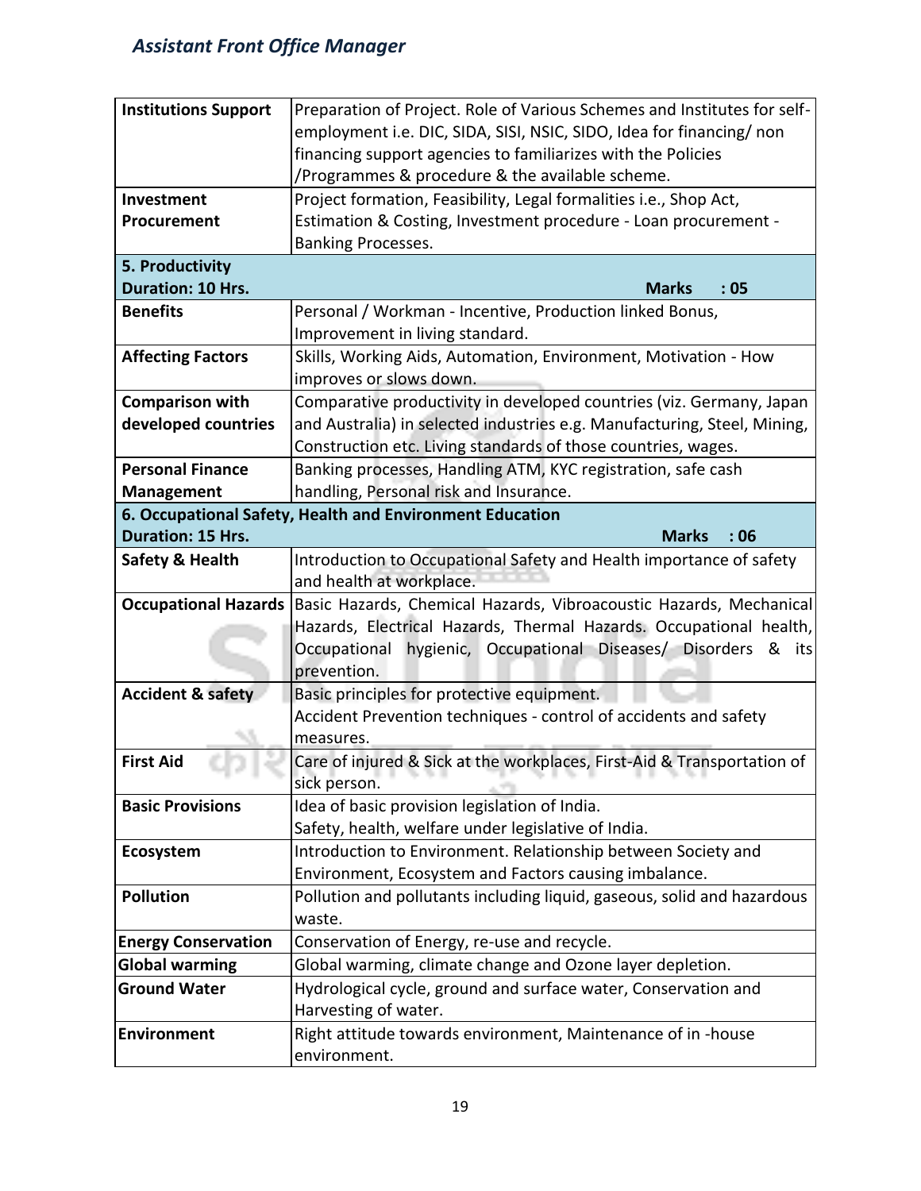| | |
|---|---|
| **Institutions Support** | Preparation of Project. Role of Various Schemes and Institutes for self-employment i.e. DIC, SIDA, SISI, NSIC, SIDO, Idea for financing/ non financing support agencies to familiarizes with the Policies /Programmes & procedure & the available scheme. |
| **Investment Procurement** | Project formation, Feasibility, Legal formalities i.e., Shop Act, Estimation & Costing, Investment procedure - Loan procurement - Banking Processes. |
| **5. Productivity**<br>**Duration: 10 Hrs.** | **Marks : 05** |
| **Benefits** | Personal / Workman - Incentive, Production linked Bonus, Improvement in living standard. |
| **Affecting Factors** | Skills, Working Aids, Automation, Environment, Motivation - How improves or slows down. |
| **Comparison with developed countries** | Comparative productivity in developed countries (viz. Germany, Japan and Australia) in selected industries e.g. Manufacturing, Steel, Mining, Construction etc. Living standards of those countries, wages. |
| **Personal Finance Management** | Banking processes, Handling ATM, KYC registration, safe cash handling, Personal risk and Insurance. |
| **6. Occupational Safety, Health and Environment Education**<br>**Duration: 15 Hrs.** | **Marks : 06** |
| **Safety & Health** | Introduction to Occupational Safety and Health importance of safety and health at workplace. |
| **Occupational Hazards** | Basic Hazards, Chemical Hazards, Vibroacoustic Hazards, Mechanical Hazards, Electrical Hazards, Thermal Hazards. Occupational health, Occupational hygienic, Occupational Diseases/ Disorders & its prevention. |
| **Accident & safety** | Basic principles for protective equipment.<br>Accident Prevention techniques - control of accidents and safety measures. |
| **First Aid** | Care of injured & Sick at the workplaces, First-Aid & Transportation of sick person. |
| **Basic Provisions** | Idea of basic provision legislation of India.<br>Safety, health, welfare under legislative of India. |
| **Ecosystem** | Introduction to Environment. Relationship between Society and Environment, Ecosystem and Factors causing imbalance. |
| **Pollution** | Pollution and pollutants including liquid, gaseous, solid and hazardous waste. |
| **Energy Conservation** | Conservation of Energy, re-use and recycle. |
| **Global warming** | Global warming, climate change and Ozone layer depletion. |
| **Ground Water** | Hydrological cycle, ground and surface water, Conservation and Harvesting of water. |
| **Environment** | Right attitude towards environment, Maintenance of in -house environment. |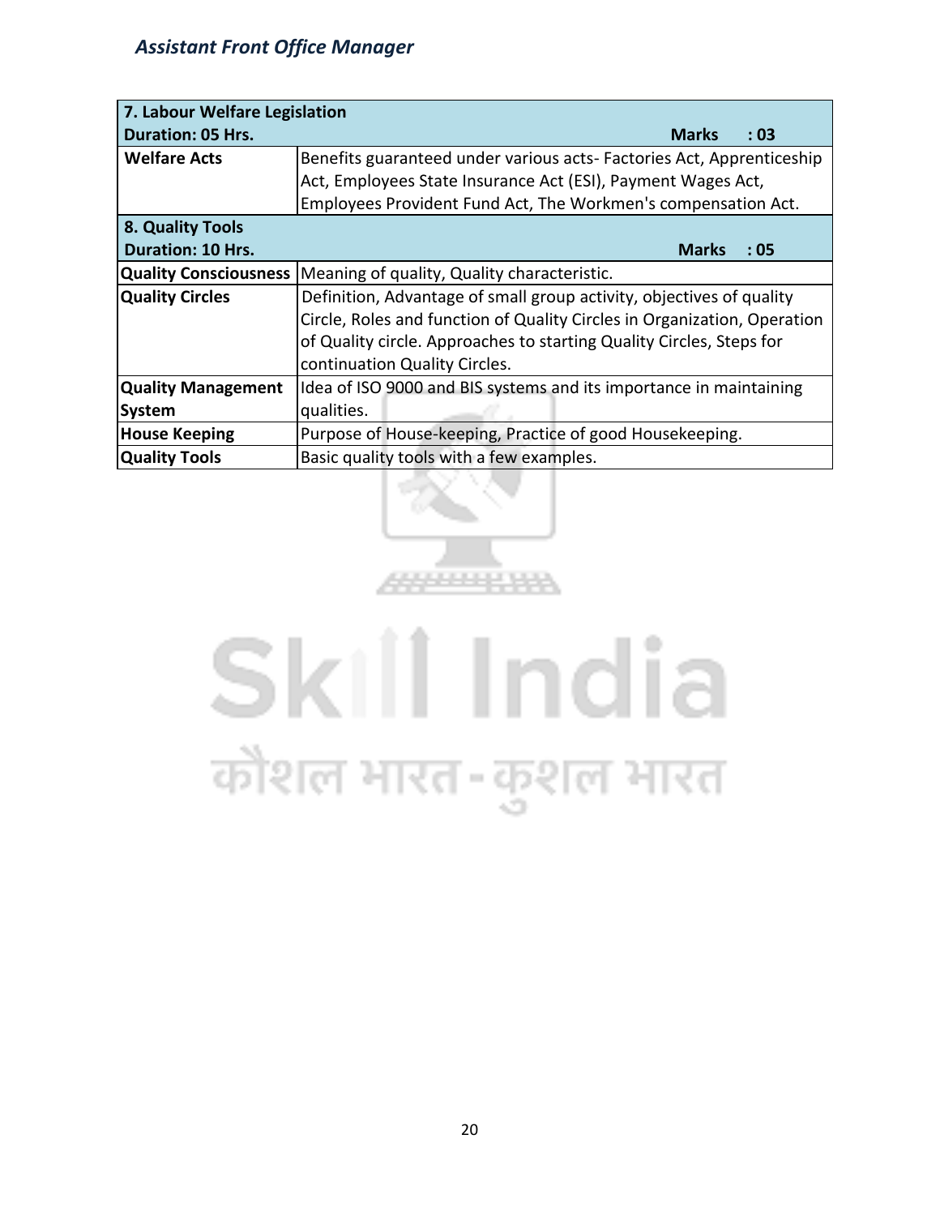| 7. Labour Welfare Legislation | |
|---|---|
| **Duration: 05 Hrs.** | **Marks : 03** |
| **Welfare Acts** | Benefits guaranteed under various acts- Factories Act, Apprenticeship Act, Employees State Insurance Act (ESI), Payment Wages Act, Employees Provident Fund Act, The Workmen's compensation Act. |

| 8. Quality Tools | |
|---|---|
| **Duration: 10 Hrs.** | **Marks : 05** |
| **Quality Consciousness** | Meaning of quality, Quality characteristic. |
| **Quality Circles** | Definition, Advantage of small group activity, objectives of quality Circle, Roles and function of Quality Circles in Organization, Operation of Quality circle. Approaches to starting Quality Circles, Steps for continuation Quality Circles. |
| **Quality Management System** | Idea of ISO 9000 and BIS systems and its importance in maintaining qualities. |
| **House Keeping** | Purpose of House-keeping, Practice of good Housekeeping. |
| **Quality Tools** | Basic quality tools with a few examples. |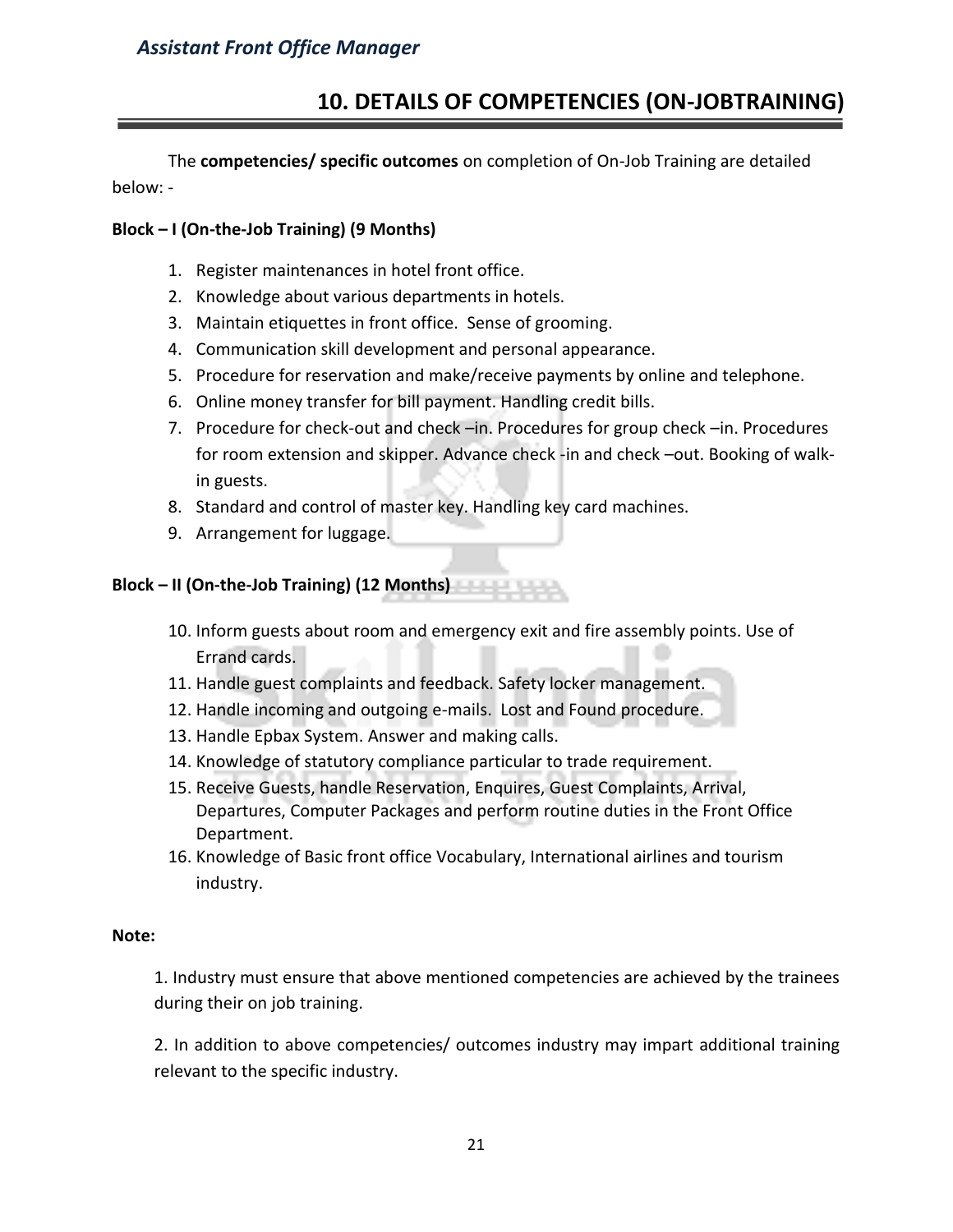## 10. DETAILS OF COMPETENCIES (ON-JOBTRAINING)

The **competencies/ specific outcomes** on completion of On-Job Training are detailed below: -

**Block – I (On-the-Job Training) (9 Months)**

1. Register maintenances in hotel front office.
2. Knowledge about various departments in hotels.
3. Maintain etiquettes in front office. Sense of grooming.
4. Communication skill development and personal appearance.
5. Procedure for reservation and make/receive payments by online and telephone.
6. Online money transfer for bill payment. Handling credit bills.
7. Procedure for check-out and check –in. Procedures for group check –in. Procedures for room extension and skipper. Advance check -in and check –out. Booking of walk-in guests.
8. Standard and control of master key. Handling key card machines.
9. Arrangement for luggage.

**Block – II (On-the-Job Training) (12 Months)**

10. Inform guests about room and emergency exit and fire assembly points. Use of Errand cards.
11. Handle guest complaints and feedback. Safety locker management.
12. Handle incoming and outgoing e-mails. Lost and Found procedure.
13. Handle Epbax System. Answer and making calls.
14. Knowledge of statutory compliance particular to trade requirement.
15. Receive Guests, handle Reservation, Enquires, Guest Complaints, Arrival, Departures, Computer Packages and perform routine duties in the Front Office Department.
16. Knowledge of Basic front office Vocabulary, International airlines and tourism industry.

**Note:**

1. Industry must ensure that above mentioned competencies are achieved by the trainees during their on job training.

2. In addition to above competencies/ outcomes industry may impart additional training relevant to the specific industry.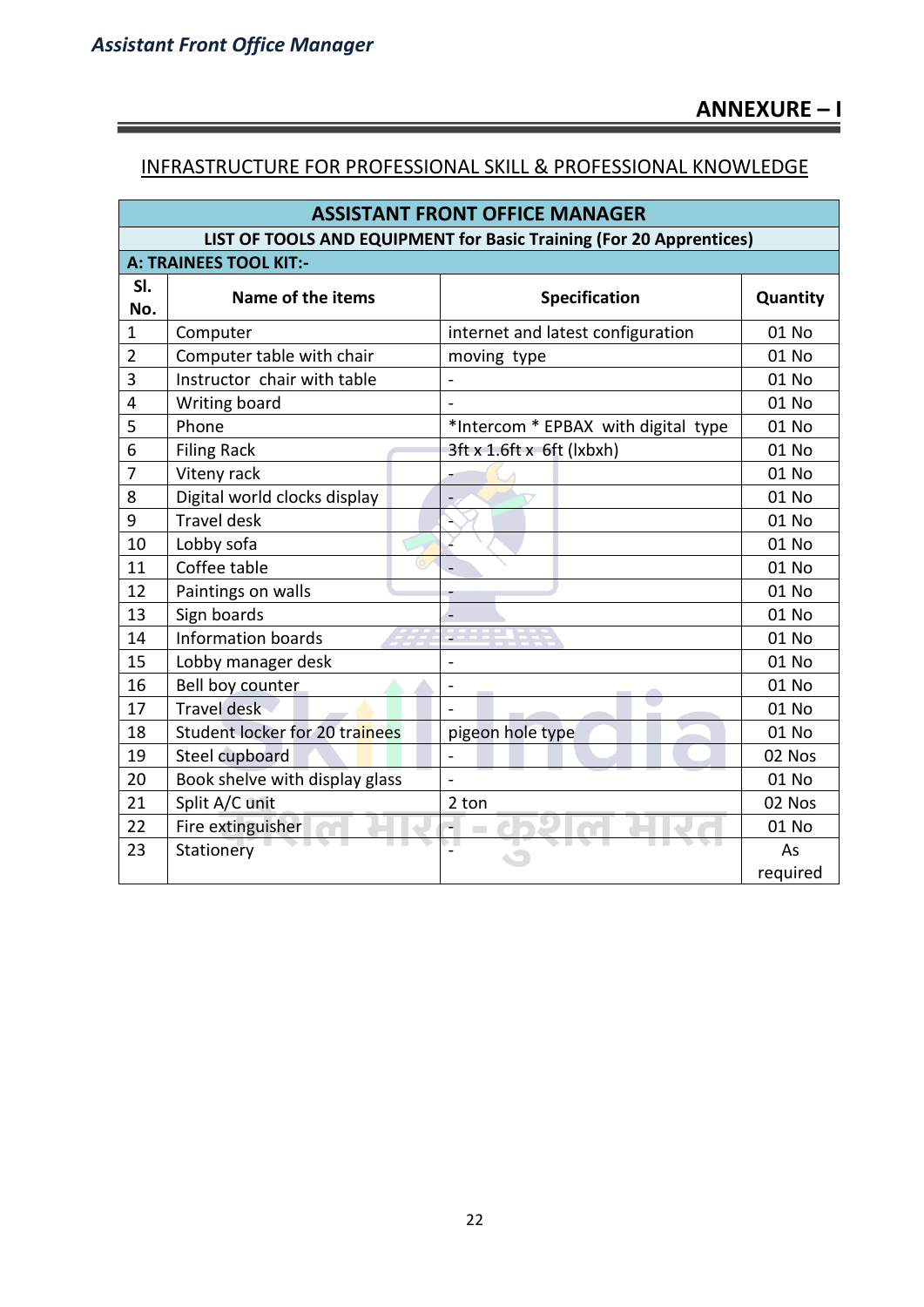## ANNEXURE – I

### INFRASTRUCTURE FOR PROFESSIONAL SKILL & PROFESSIONAL KNOWLEDGE

| ASSISTANT FRONT OFFICE MANAGER | | | |
|---|---|---|---|
| **LIST OF TOOLS AND EQUIPMENT for Basic Training (For 20 Apprentices)** | | | |
| **A: TRAINEES TOOL KIT:-** | | | |
| **Sl. No.** | **Name of the items** | **Specification** | **Quantity** |
| 1 | Computer | internet and latest configuration | 01 No |
| 2 | Computer table with chair | moving type | 01 No |
| 3 | Instructor chair with table | - | 01 No |
| 4 | Writing board | - | 01 No |
| 5 | Phone | *Intercom * EPBAX with digital type | 01 No |
| 6 | Filing Rack | 3ft x 1.6ft x 6ft (lxbxh) | 01 No |
| 7 | Viteny rack | - | 01 No |
| 8 | Digital world clocks display | - | 01 No |
| 9 | Travel desk | - | 01 No |
| 10 | Lobby sofa | - | 01 No |
| 11 | Coffee table | - | 01 No |
| 12 | Paintings on walls | - | 01 No |
| 13 | Sign boards | - | 01 No |
| 14 | Information boards | - | 01 No |
| 15 | Lobby manager desk | - | 01 No |
| 16 | Bell boy counter | - | 01 No |
| 17 | Travel desk | - | 01 No |
| 18 | Student locker for 20 trainees | pigeon hole type | 01 No |
| 19 | Steel cupboard | - | 02 Nos |
| 20 | Book shelve with display glass | - | 01 No |
| 21 | Split A/C unit | 2 ton | 02 Nos |
| 22 | Fire extinguisher | - | 01 No |
| 23 | Stationery | - | As required |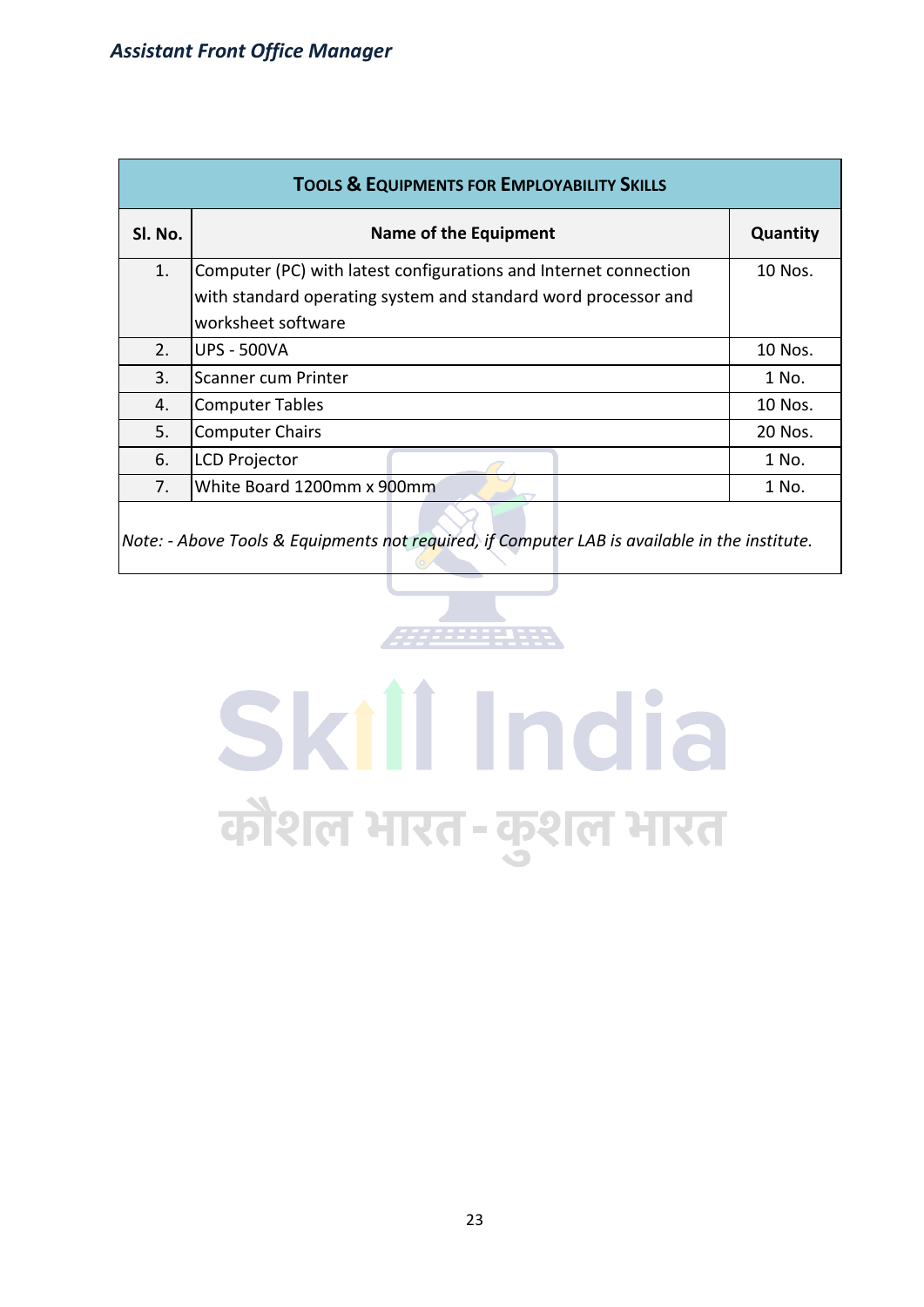| TOOLS & EQUIPMENTS FOR EMPLOYABILITY SKILLS | | |
|---|---|---|
| **Sl. No.** | **Name of the Equipment** | **Quantity** |
| 1. | Computer (PC) with latest configurations and Internet connection with standard operating system and standard word processor and worksheet software | 10 Nos. |
| 2. | UPS - 500VA | 10 Nos. |
| 3. | Scanner cum Printer | 1 No. |
| 4. | Computer Tables | 10 Nos. |
| 5. | Computer Chairs | 20 Nos. |
| 6. | LCD Projector | 1 No. |
| 7. | White Board 1200mm x 900mm | 1 No. |

*Note: - Above Tools & Equipments not required, if Computer LAB is available in the institute.*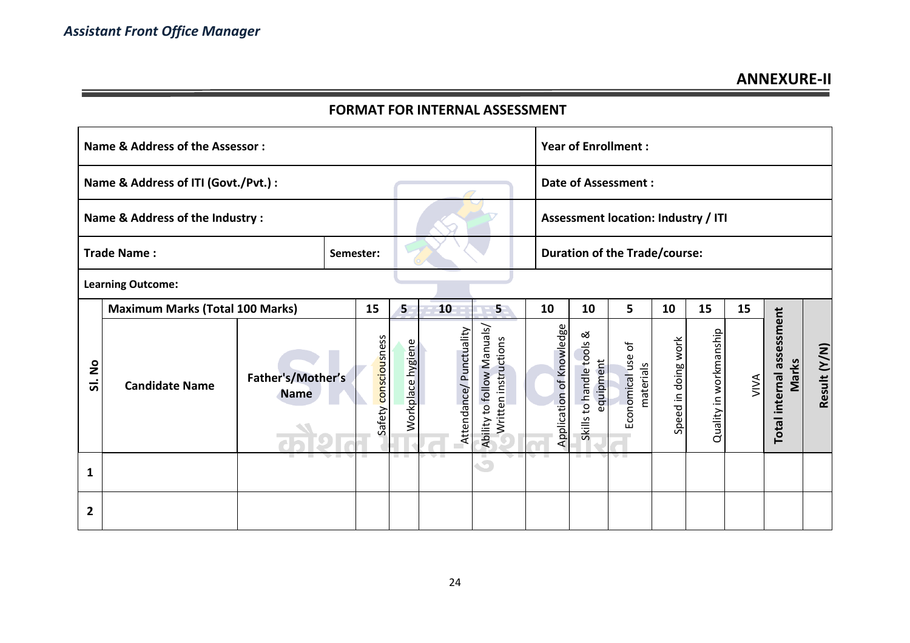## ANNEXURE-II

### FORMAT FOR INTERNAL ASSESSMENT

| | |
|---|---|
| **Name & Address of the Assessor :** | **Year of Enrollment :** |
| **Name & Address of ITI (Govt./Pvt.) :** | **Date of Assessment :** |
| **Name & Address of the Industry :** | **Assessment location: Industry / ITI** |
| **Trade Name :** **Semester:** | **Duration of the Trade/course:** |
| **Learning Outcome:** | |

| Sl. No | Candidate Name | Father's/Mother's Name | Safety consciousness | Workplace hygiene | Attendance/ Punctuality | Ability to follow Manuals/ Written instructions | Application of Knowledge | Skills to handle tools & equipment | Economical use of materials | Speed in doing work | Quality in workmanship | VIVA | Total internal assessment Marks | Result (Y/N) |
|---|---|---|---|---|---|---|---|---|---|---|---|---|---|---|
| | **Maximum Marks (Total 100 Marks)** | | 15 | 5 | 10 | 5 | 10 | 10 | 5 | 10 | 15 | 15 | | |
| 1 | | | | | | | | | | | | | | |
| 2 | | | | | | | | | | | | | | |